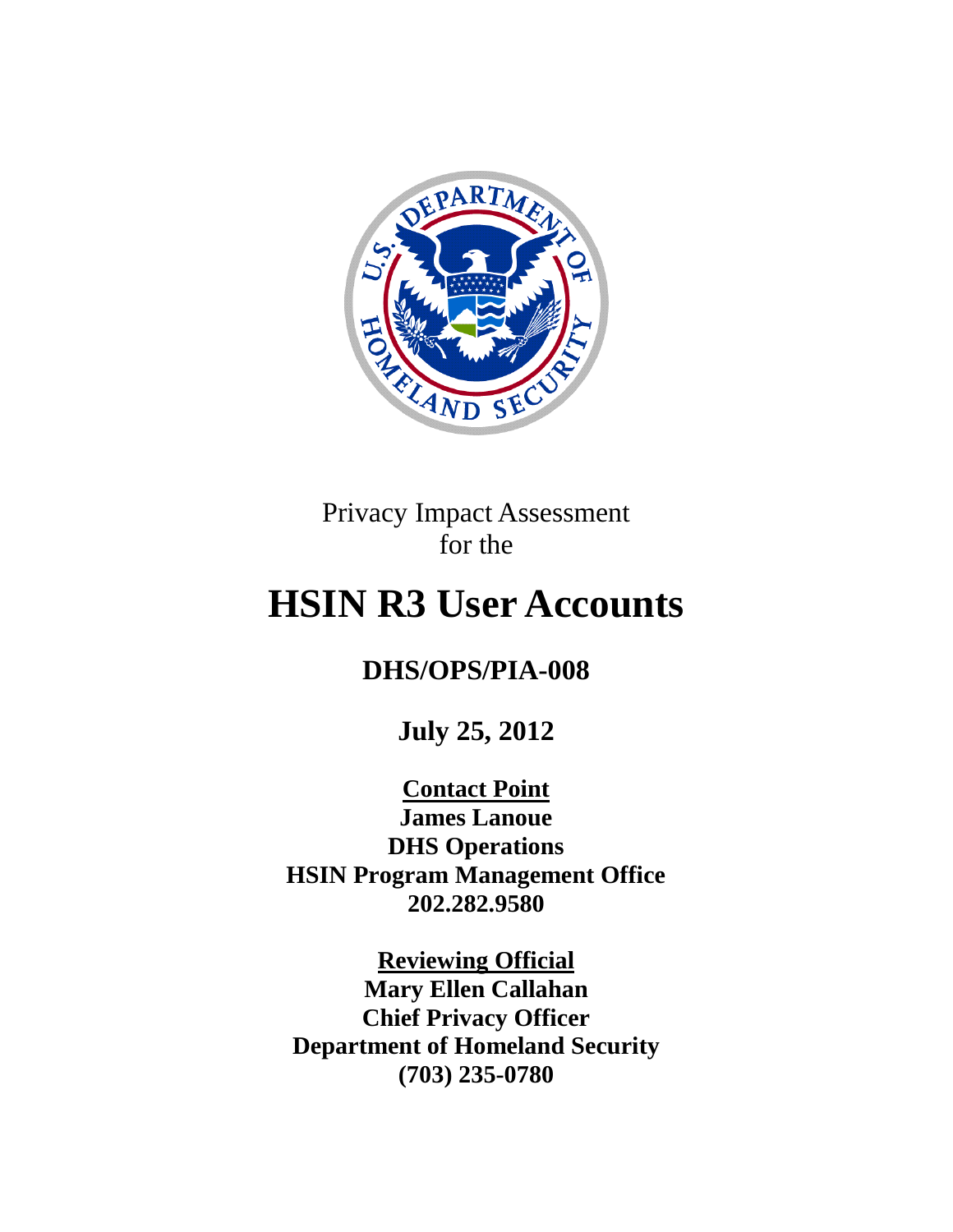Privacy Impact Assessment
for the

# HSIN R3 User Accounts

## DHS/OPS/PIA-008

**July 25, 2012**

**Contact Point**
**James Lanoue**
**DHS Operations**
**HSIN Program Management Office**
**202.282.9580**

**Reviewing Official**
**Mary Ellen Callahan**
**Chief Privacy Officer**
**Department of Homeland Security**
**(703) 235-0780**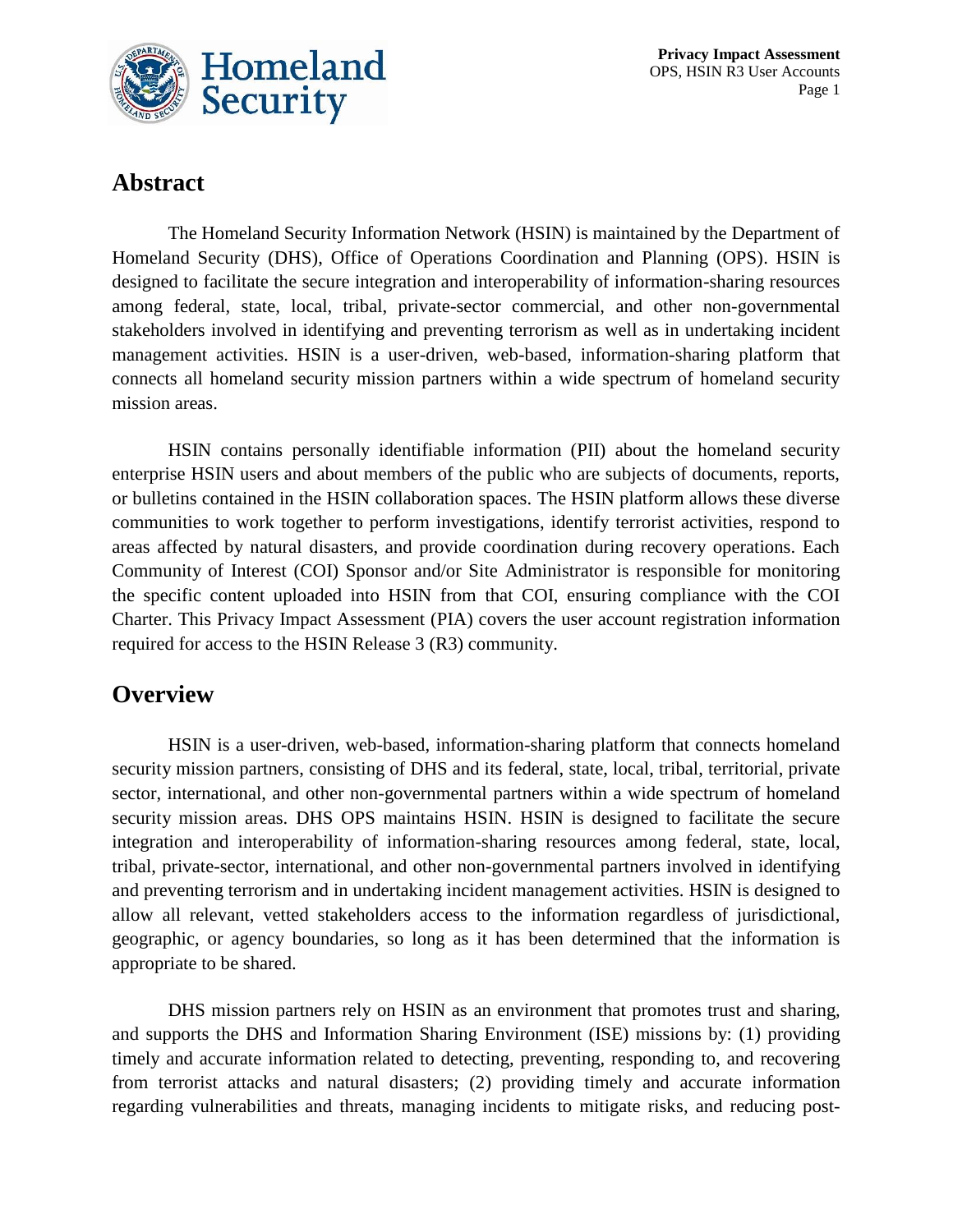## Abstract

The Homeland Security Information Network (HSIN) is maintained by the Department of Homeland Security (DHS), Office of Operations Coordination and Planning (OPS). HSIN is designed to facilitate the secure integration and interoperability of information-sharing resources among federal, state, local, tribal, private-sector commercial, and other non-governmental stakeholders involved in identifying and preventing terrorism as well as in undertaking incident management activities. HSIN is a user-driven, web-based, information-sharing platform that connects all homeland security mission partners within a wide spectrum of homeland security mission areas.

HSIN contains personally identifiable information (PII) about the homeland security enterprise HSIN users and about members of the public who are subjects of documents, reports, or bulletins contained in the HSIN collaboration spaces. The HSIN platform allows these diverse communities to work together to perform investigations, identify terrorist activities, respond to areas affected by natural disasters, and provide coordination during recovery operations. Each Community of Interest (COI) Sponsor and/or Site Administrator is responsible for monitoring the specific content uploaded into HSIN from that COI, ensuring compliance with the COI Charter. This Privacy Impact Assessment (PIA) covers the user account registration information required for access to the HSIN Release 3 (R3) community.

## Overview

HSIN is a user-driven, web-based, information-sharing platform that connects homeland security mission partners, consisting of DHS and its federal, state, local, tribal, territorial, private sector, international, and other non-governmental partners within a wide spectrum of homeland security mission areas. DHS OPS maintains HSIN. HSIN is designed to facilitate the secure integration and interoperability of information-sharing resources among federal, state, local, tribal, private-sector, international, and other non-governmental partners involved in identifying and preventing terrorism and in undertaking incident management activities. HSIN is designed to allow all relevant, vetted stakeholders access to the information regardless of jurisdictional, geographic, or agency boundaries, so long as it has been determined that the information is appropriate to be shared.

DHS mission partners rely on HSIN as an environment that promotes trust and sharing, and supports the DHS and Information Sharing Environment (ISE) missions by: (1) providing timely and accurate information related to detecting, preventing, responding to, and recovering from terrorist attacks and natural disasters; (2) providing timely and accurate information regarding vulnerabilities and threats, managing incidents to mitigate risks, and reducing post-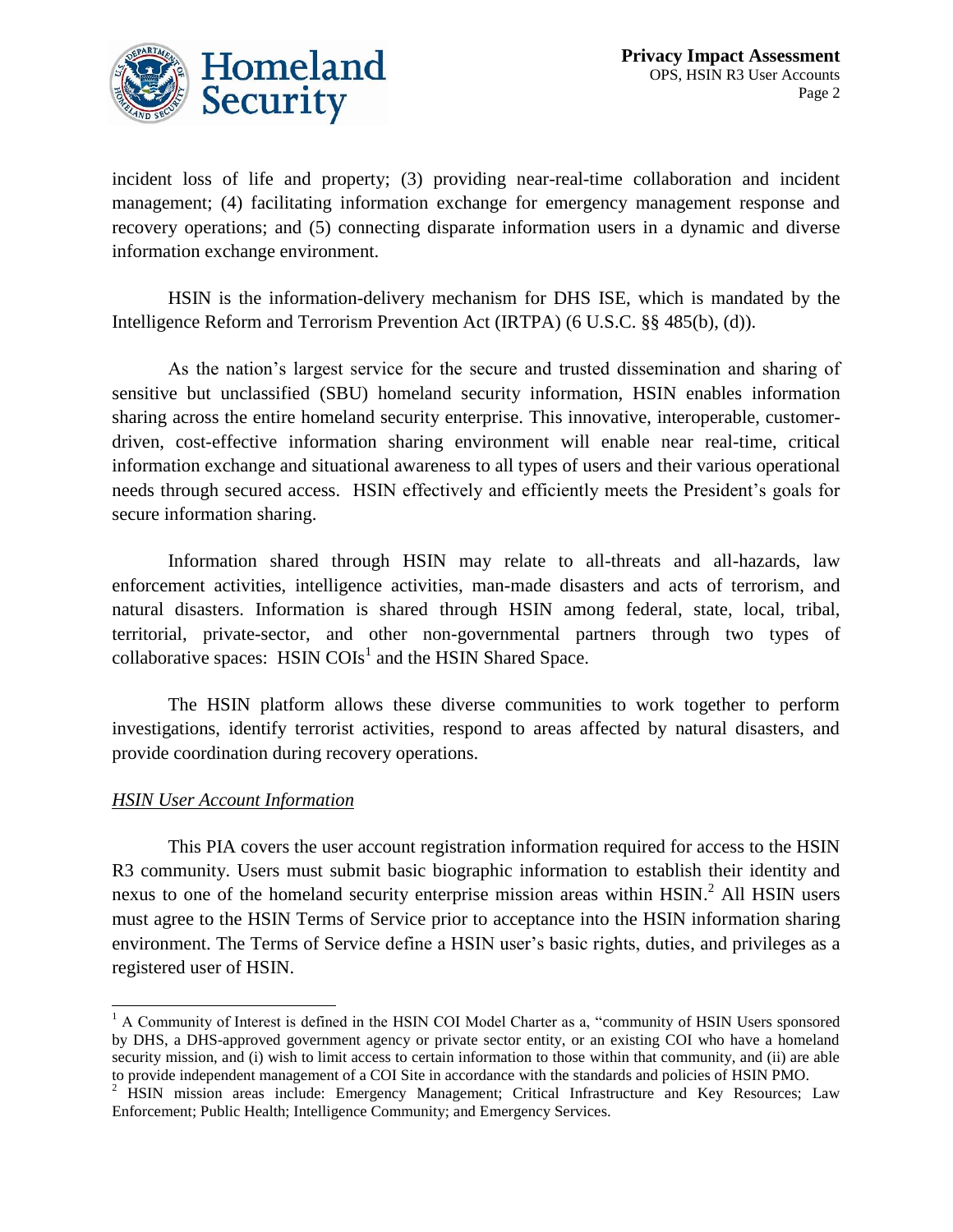incident loss of life and property; (3) providing near-real-time collaboration and incident management; (4) facilitating information exchange for emergency management response and recovery operations; and (5) connecting disparate information users in a dynamic and diverse information exchange environment.

HSIN is the information-delivery mechanism for DHS ISE, which is mandated by the Intelligence Reform and Terrorism Prevention Act (IRTPA) (6 U.S.C. §§ 485(b), (d)).

As the nation's largest service for the secure and trusted dissemination and sharing of sensitive but unclassified (SBU) homeland security information, HSIN enables information sharing across the entire homeland security enterprise. This innovative, interoperable, customer-driven, cost-effective information sharing environment will enable near real-time, critical information exchange and situational awareness to all types of users and their various operational needs through secured access. HSIN effectively and efficiently meets the President's goals for secure information sharing.

Information shared through HSIN may relate to all-threats and all-hazards, law enforcement activities, intelligence activities, man-made disasters and acts of terrorism, and natural disasters. Information is shared through HSIN among federal, state, local, tribal, territorial, private-sector, and other non-governmental partners through two types of collaborative spaces: HSIN COIs[1] and the HSIN Shared Space.

The HSIN platform allows these diverse communities to work together to perform investigations, identify terrorist activities, respond to areas affected by natural disasters, and provide coordination during recovery operations.

*HSIN User Account Information*

This PIA covers the user account registration information required for access to the HSIN R3 community. Users must submit basic biographic information to establish their identity and nexus to one of the homeland security enterprise mission areas within HSIN.[2] All HSIN users must agree to the HSIN Terms of Service prior to acceptance into the HSIN information sharing environment. The Terms of Service define a HSIN user's basic rights, duties, and privileges as a registered user of HSIN.

---

[1] A Community of Interest is defined in the HSIN COI Model Charter as a, "community of HSIN Users sponsored by DHS, a DHS-approved government agency or private sector entity, or an existing COI who have a homeland security mission, and (i) wish to limit access to certain information to those within that community, and (ii) are able to provide independent management of a COI Site in accordance with the standards and policies of HSIN PMO.

[2] HSIN mission areas include: Emergency Management; Critical Infrastructure and Key Resources; Law Enforcement; Public Health; Intelligence Community; and Emergency Services.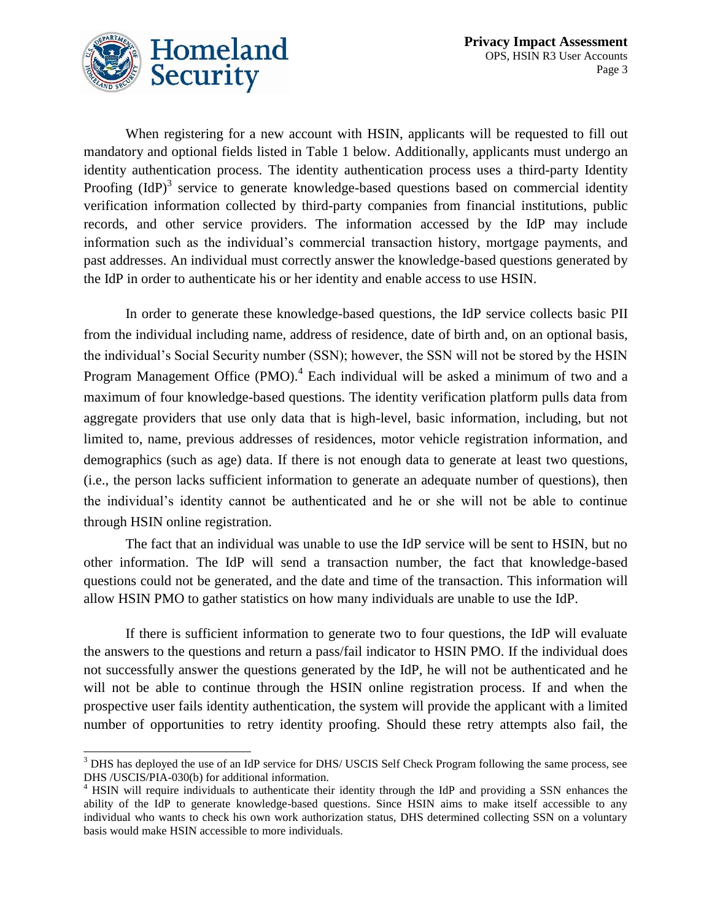When registering for a new account with HSIN, applicants will be requested to fill out mandatory and optional fields listed in Table 1 below. Additionally, applicants must undergo an identity authentication process. The identity authentication process uses a third-party Identity Proofing (IdP)[3] service to generate knowledge-based questions based on commercial identity verification information collected by third-party companies from financial institutions, public records, and other service providers. The information accessed by the IdP may include information such as the individual's commercial transaction history, mortgage payments, and past addresses. An individual must correctly answer the knowledge-based questions generated by the IdP in order to authenticate his or her identity and enable access to use HSIN.

In order to generate these knowledge-based questions, the IdP service collects basic PII from the individual including name, address of residence, date of birth and, on an optional basis, the individual's Social Security number (SSN); however, the SSN will not be stored by the HSIN Program Management Office (PMO).[4] Each individual will be asked a minimum of two and a maximum of four knowledge-based questions. The identity verification platform pulls data from aggregate providers that use only data that is high-level, basic information, including, but not limited to, name, previous addresses of residences, motor vehicle registration information, and demographics (such as age) data. If there is not enough data to generate at least two questions, (i.e., the person lacks sufficient information to generate an adequate number of questions), then the individual's identity cannot be authenticated and he or she will not be able to continue through HSIN online registration.

The fact that an individual was unable to use the IdP service will be sent to HSIN, but no other information. The IdP will send a transaction number, the fact that knowledge-based questions could not be generated, and the date and time of the transaction. This information will allow HSIN PMO to gather statistics on how many individuals are unable to use the IdP.

If there is sufficient information to generate two to four questions, the IdP will evaluate the answers to the questions and return a pass/fail indicator to HSIN PMO. If the individual does not successfully answer the questions generated by the IdP, he will not be authenticated and he will not be able to continue through the HSIN online registration process. If and when the prospective user fails identity authentication, the system will provide the applicant with a limited number of opportunities to retry identity proofing. Should these retry attempts also fail, the

---

[3] DHS has deployed the use of an IdP service for DHS/ USCIS Self Check Program following the same process, see DHS /USCIS/PIA-030(b) for additional information.

[4] HSIN will require individuals to authenticate their identity through the IdP and providing a SSN enhances the ability of the IdP to generate knowledge-based questions. Since HSIN aims to make itself accessible to any individual who wants to check his own work authorization status, DHS determined collecting SSN on a voluntary basis would make HSIN accessible to more individuals.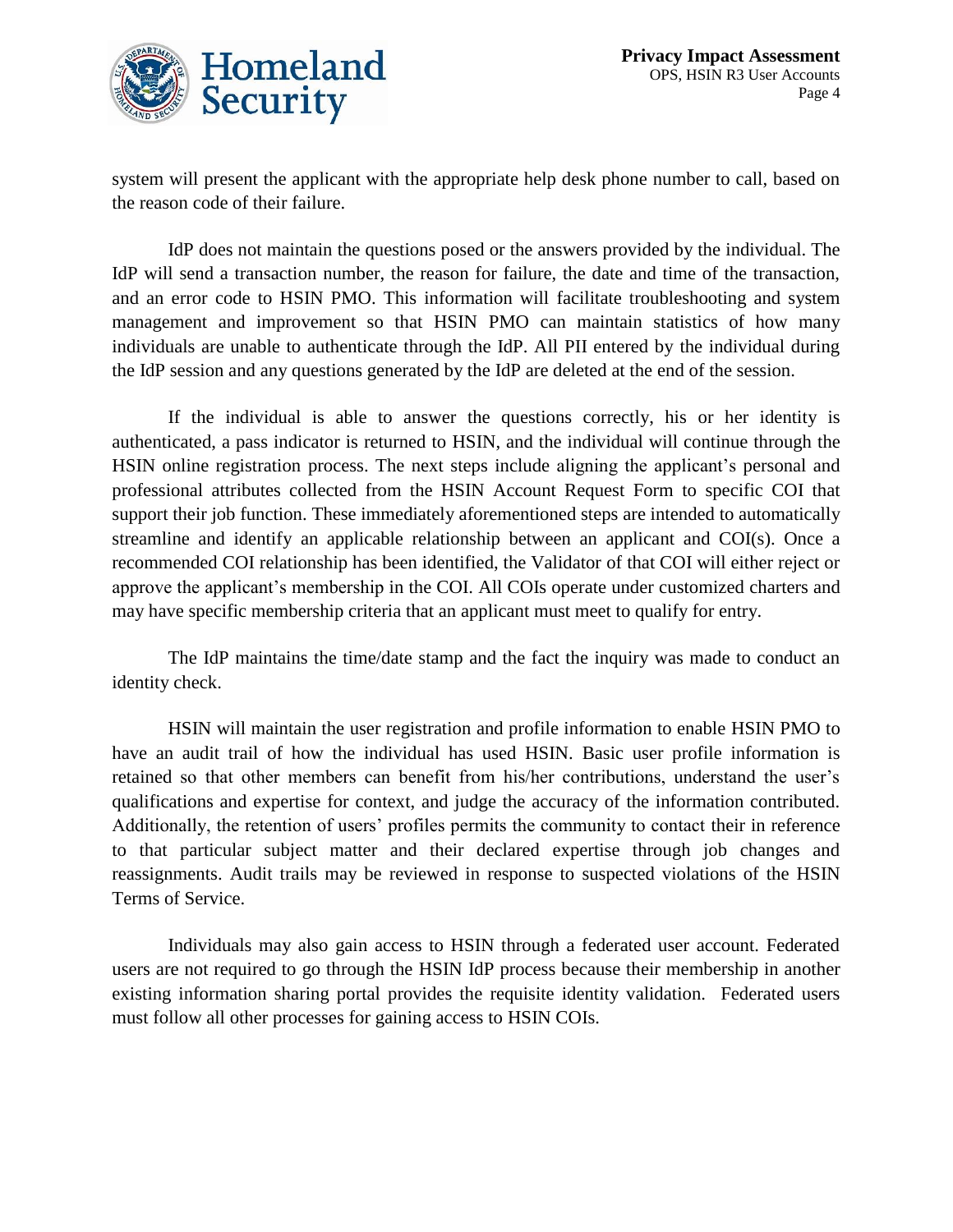system will present the applicant with the appropriate help desk phone number to call, based on the reason code of their failure.

IdP does not maintain the questions posed or the answers provided by the individual. The IdP will send a transaction number, the reason for failure, the date and time of the transaction, and an error code to HSIN PMO. This information will facilitate troubleshooting and system management and improvement so that HSIN PMO can maintain statistics of how many individuals are unable to authenticate through the IdP. All PII entered by the individual during the IdP session and any questions generated by the IdP are deleted at the end of the session.

If the individual is able to answer the questions correctly, his or her identity is authenticated, a pass indicator is returned to HSIN, and the individual will continue through the HSIN online registration process. The next steps include aligning the applicant's personal and professional attributes collected from the HSIN Account Request Form to specific COI that support their job function. These immediately aforementioned steps are intended to automatically streamline and identify an applicable relationship between an applicant and COI(s). Once a recommended COI relationship has been identified, the Validator of that COI will either reject or approve the applicant's membership in the COI. All COIs operate under customized charters and may have specific membership criteria that an applicant must meet to qualify for entry.

The IdP maintains the time/date stamp and the fact the inquiry was made to conduct an identity check.

HSIN will maintain the user registration and profile information to enable HSIN PMO to have an audit trail of how the individual has used HSIN. Basic user profile information is retained so that other members can benefit from his/her contributions, understand the user's qualifications and expertise for context, and judge the accuracy of the information contributed. Additionally, the retention of users' profiles permits the community to contact their in reference to that particular subject matter and their declared expertise through job changes and reassignments. Audit trails may be reviewed in response to suspected violations of the HSIN Terms of Service.

Individuals may also gain access to HSIN through a federated user account. Federated users are not required to go through the HSIN IdP process because their membership in another existing information sharing portal provides the requisite identity validation. Federated users must follow all other processes for gaining access to HSIN COIs.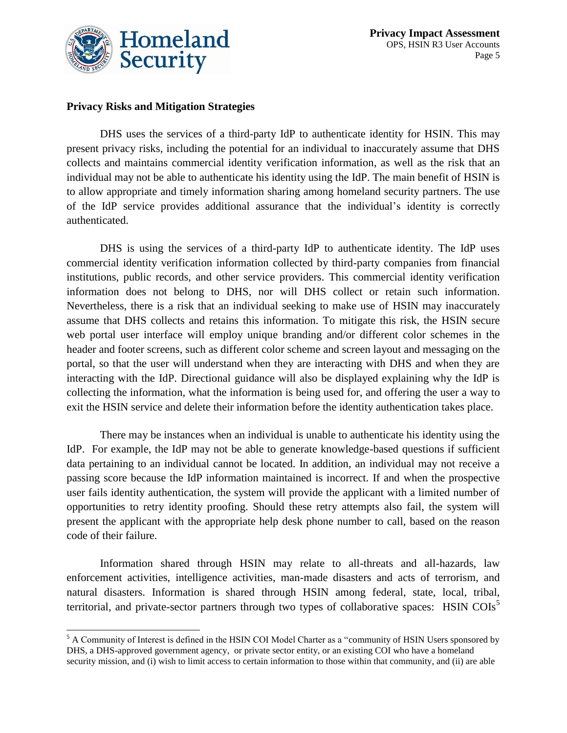**Privacy Risks and Mitigation Strategies**

DHS uses the services of a third-party IdP to authenticate identity for HSIN. This may present privacy risks, including the potential for an individual to inaccurately assume that DHS collects and maintains commercial identity verification information, as well as the risk that an individual may not be able to authenticate his identity using the IdP. The main benefit of HSIN is to allow appropriate and timely information sharing among homeland security partners. The use of the IdP service provides additional assurance that the individual's identity is correctly authenticated.

DHS is using the services of a third-party IdP to authenticate identity. The IdP uses commercial identity verification information collected by third-party companies from financial institutions, public records, and other service providers. This commercial identity verification information does not belong to DHS, nor will DHS collect or retain such information. Nevertheless, there is a risk that an individual seeking to make use of HSIN may inaccurately assume that DHS collects and retains this information. To mitigate this risk, the HSIN secure web portal user interface will employ unique branding and/or different color schemes in the header and footer screens, such as different color scheme and screen layout and messaging on the portal, so that the user will understand when they are interacting with DHS and when they are interacting with the IdP. Directional guidance will also be displayed explaining why the IdP is collecting the information, what the information is being used for, and offering the user a way to exit the HSIN service and delete their information before the identity authentication takes place.

There may be instances when an individual is unable to authenticate his identity using the IdP. For example, the IdP may not be able to generate knowledge-based questions if sufficient data pertaining to an individual cannot be located. In addition, an individual may not receive a passing score because the IdP information maintained is incorrect. If and when the prospective user fails identity authentication, the system will provide the applicant with a limited number of opportunities to retry identity proofing. Should these retry attempts also fail, the system will present the applicant with the appropriate help desk phone number to call, based on the reason code of their failure.

Information shared through HSIN may relate to all-threats and all-hazards, law enforcement activities, intelligence activities, man-made disasters and acts of terrorism, and natural disasters. Information is shared through HSIN among federal, state, local, tribal, territorial, and private-sector partners through two types of collaborative spaces: HSIN COIs[5]

[5] A Community of Interest is defined in the HSIN COI Model Charter as a "community of HSIN Users sponsored by DHS, a DHS-approved government agency, or private sector entity, or an existing COI who have a homeland security mission, and (i) wish to limit access to certain information to those within that community, and (ii) are able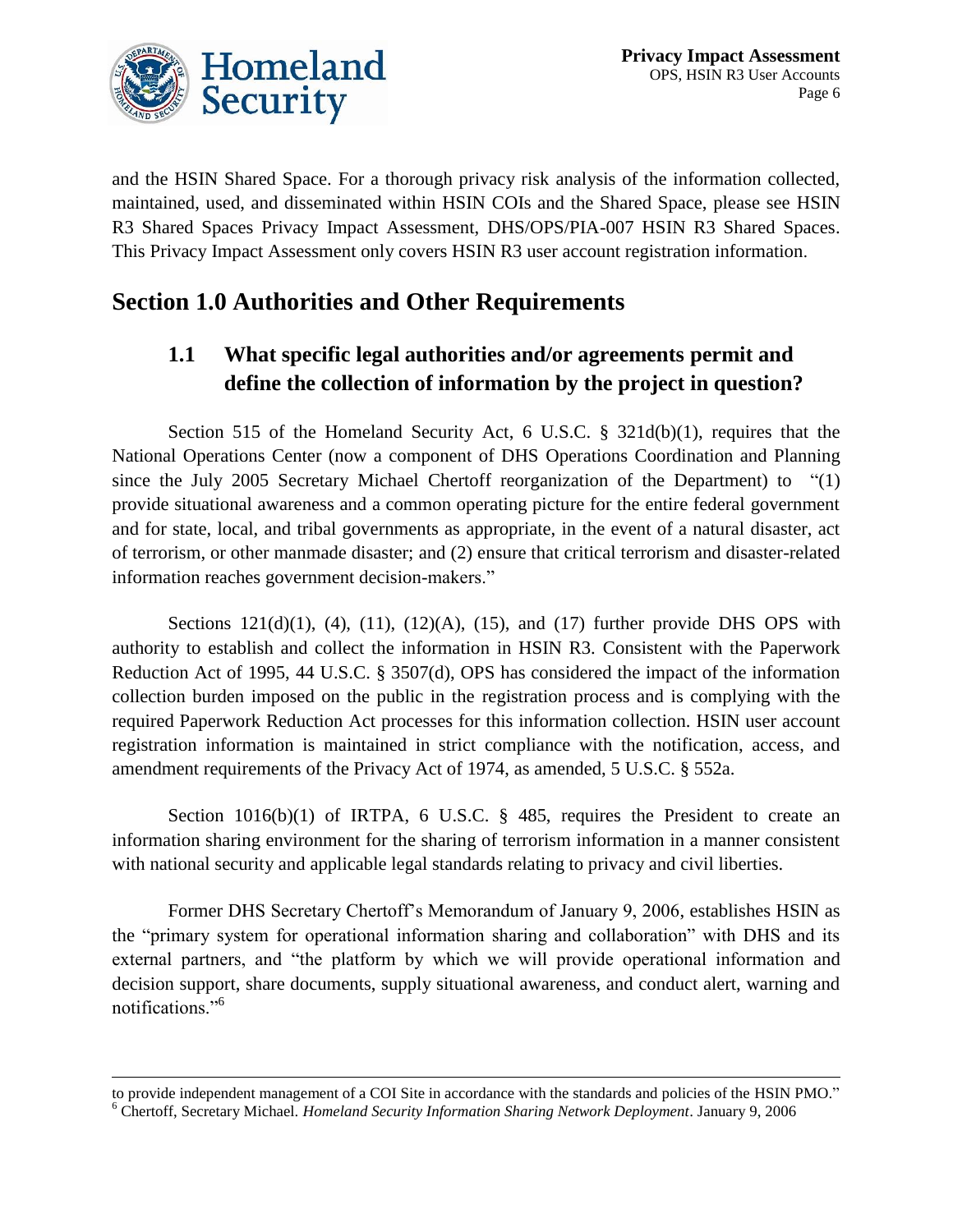and the HSIN Shared Space. For a thorough privacy risk analysis of the information collected, maintained, used, and disseminated within HSIN COIs and the Shared Space, please see HSIN R3 Shared Spaces Privacy Impact Assessment, DHS/OPS/PIA-007 HSIN R3 Shared Spaces. This Privacy Impact Assessment only covers HSIN R3 user account registration information.

# Section 1.0 Authorities and Other Requirements

## 1.1 What specific legal authorities and/or agreements permit and define the collection of information by the project in question?

Section 515 of the Homeland Security Act, 6 U.S.C. § 321d(b)(1), requires that the National Operations Center (now a component of DHS Operations Coordination and Planning since the July 2005 Secretary Michael Chertoff reorganization of the Department) to "(1) provide situational awareness and a common operating picture for the entire federal government and for state, local, and tribal governments as appropriate, in the event of a natural disaster, act of terrorism, or other manmade disaster; and (2) ensure that critical terrorism and disaster-related information reaches government decision-makers."

Sections 121(d)(1), (4), (11), (12)(A), (15), and (17) further provide DHS OPS with authority to establish and collect the information in HSIN R3. Consistent with the Paperwork Reduction Act of 1995, 44 U.S.C. § 3507(d), OPS has considered the impact of the information collection burden imposed on the public in the registration process and is complying with the required Paperwork Reduction Act processes for this information collection. HSIN user account registration information is maintained in strict compliance with the notification, access, and amendment requirements of the Privacy Act of 1974, as amended, 5 U.S.C. § 552a.

Section 1016(b)(1) of IRTPA, 6 U.S.C. § 485, requires the President to create an information sharing environment for the sharing of terrorism information in a manner consistent with national security and applicable legal standards relating to privacy and civil liberties.

Former DHS Secretary Chertoff's Memorandum of January 9, 2006, establishes HSIN as the "primary system for operational information sharing and collaboration" with DHS and its external partners, and "the platform by which we will provide operational information and decision support, share documents, supply situational awareness, and conduct alert, warning and notifications."[6]

---

to provide independent management of a COI Site in accordance with the standards and policies of the HSIN PMO."

[6] Chertoff, Secretary Michael. *Homeland Security Information Sharing Network Deployment*. January 9, 2006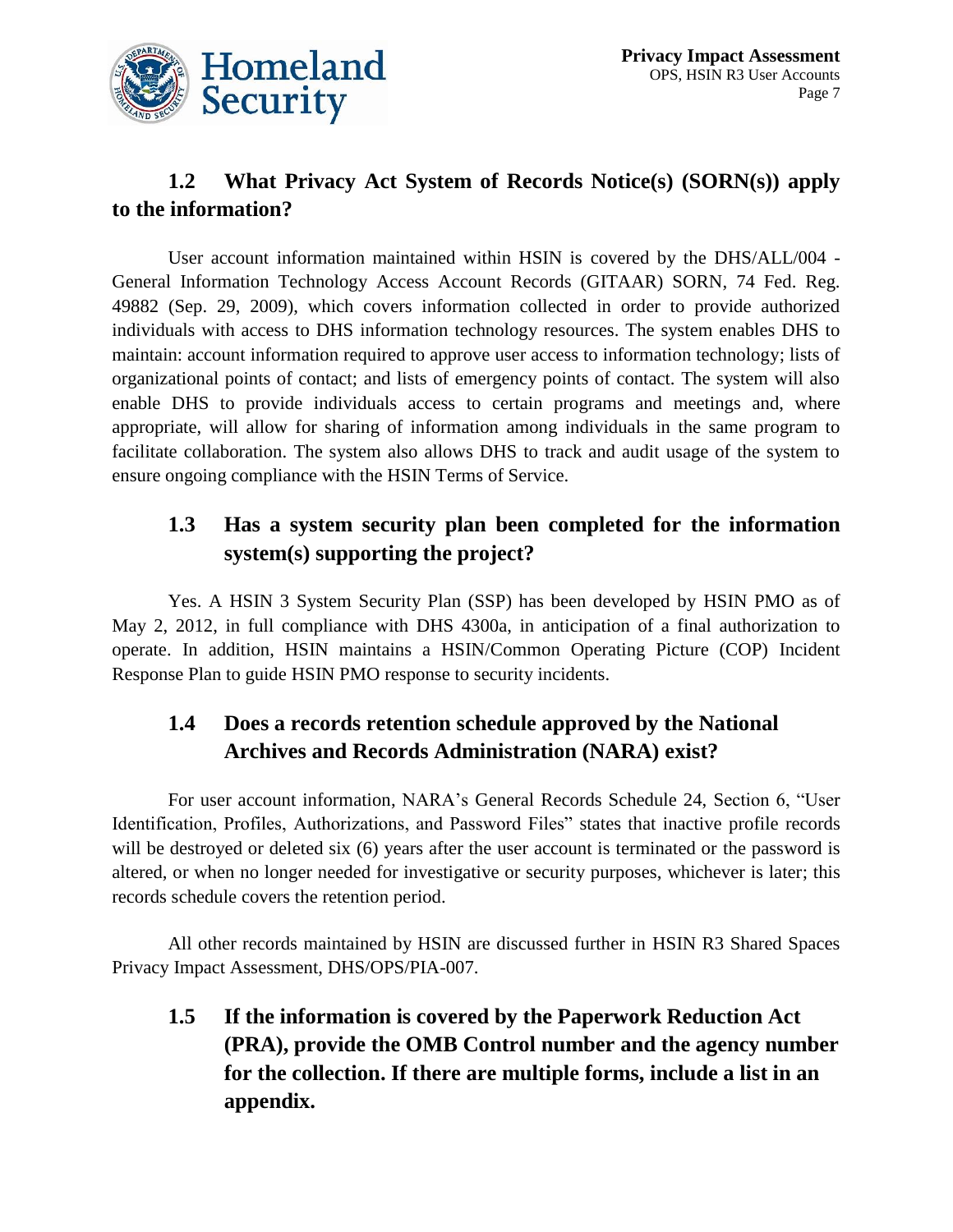## 1.2 What Privacy Act System of Records Notice(s) (SORN(s)) apply to the information?

User account information maintained within HSIN is covered by the DHS/ALL/004 - General Information Technology Access Account Records (GITAAR) SORN, 74 Fed. Reg. 49882 (Sep. 29, 2009), which covers information collected in order to provide authorized individuals with access to DHS information technology resources. The system enables DHS to maintain: account information required to approve user access to information technology; lists of organizational points of contact; and lists of emergency points of contact. The system will also enable DHS to provide individuals access to certain programs and meetings and, where appropriate, will allow for sharing of information among individuals in the same program to facilitate collaboration. The system also allows DHS to track and audit usage of the system to ensure ongoing compliance with the HSIN Terms of Service.

## 1.3 Has a system security plan been completed for the information system(s) supporting the project?

Yes. A HSIN 3 System Security Plan (SSP) has been developed by HSIN PMO as of May 2, 2012, in full compliance with DHS 4300a, in anticipation of a final authorization to operate. In addition, HSIN maintains a HSIN/Common Operating Picture (COP) Incident Response Plan to guide HSIN PMO response to security incidents.

## 1.4 Does a records retention schedule approved by the National Archives and Records Administration (NARA) exist?

For user account information, NARA's General Records Schedule 24, Section 6, "User Identification, Profiles, Authorizations, and Password Files" states that inactive profile records will be destroyed or deleted six (6) years after the user account is terminated or the password is altered, or when no longer needed for investigative or security purposes, whichever is later; this records schedule covers the retention period.

All other records maintained by HSIN are discussed further in HSIN R3 Shared Spaces Privacy Impact Assessment, DHS/OPS/PIA-007.

## 1.5 If the information is covered by the Paperwork Reduction Act (PRA), provide the OMB Control number and the agency number for the collection. If there are multiple forms, include a list in an appendix.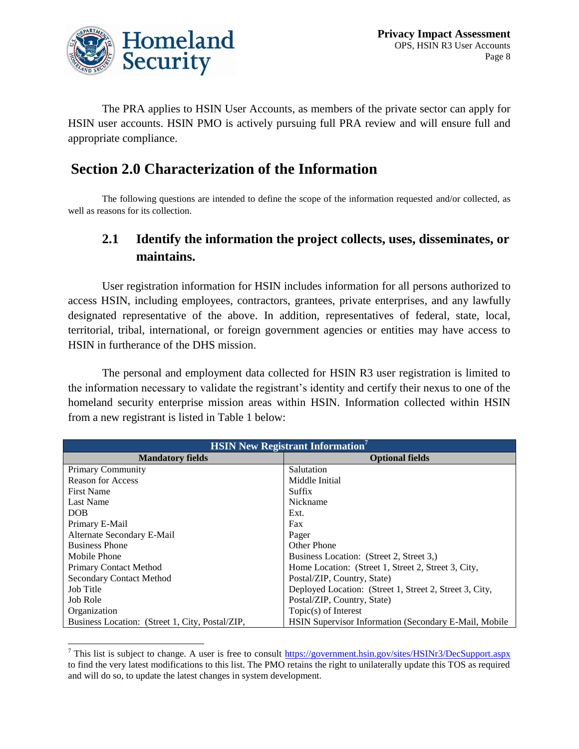The PRA applies to HSIN User Accounts, as members of the private sector can apply for HSIN user accounts. HSIN PMO is actively pursuing full PRA review and will ensure full and appropriate compliance.

# Section 2.0 Characterization of the Information

The following questions are intended to define the scope of the information requested and/or collected, as well as reasons for its collection.

## 2.1 Identify the information the project collects, uses, disseminates, or maintains.

User registration information for HSIN includes information for all persons authorized to access HSIN, including employees, contractors, grantees, private enterprises, and any lawfully designated representative of the above. In addition, representatives of federal, state, local, territorial, tribal, international, or foreign government agencies or entities may have access to HSIN in furtherance of the DHS mission.

The personal and employment data collected for HSIN R3 user registration is limited to the information necessary to validate the registrant's identity and certify their nexus to one of the homeland security enterprise mission areas within HSIN. Information collected within HSIN from a new registrant is listed in Table 1 below:

| HSIN New Registrant Information[7] | |
|---|---|
| **Mandatory fields** | **Optional fields** |
| Primary Community | Salutation |
| Reason for Access | Middle Initial |
| First Name | Suffix |
| Last Name | Nickname |
| DOB | Ext. |
| Primary E-Mail | Fax |
| Alternate Secondary E-Mail | Pager |
| Business Phone | Other Phone |
| Mobile Phone | Business Location: (Street 2, Street 3,) |
| Primary Contact Method | Home Location: (Street 1, Street 2, Street 3, City, Postal/ZIP, Country, State) |
| Secondary Contact Method | |
| Job Title | Deployed Location: (Street 1, Street 2, Street 3, City, Postal/ZIP, Country, State) |
| Job Role | |
| Organization | Topic(s) of Interest |
| Business Location: (Street 1, City, Postal/ZIP, | HSIN Supervisor Information (Secondary E-Mail, Mobile |

[7] This list is subject to change. A user is free to consult https://government.hsin.gov/sites/HSINr3/DecSupport.aspx to find the very latest modifications to this list. The PMO retains the right to unilaterally update this TOS as required and will do so, to update the latest changes in system development.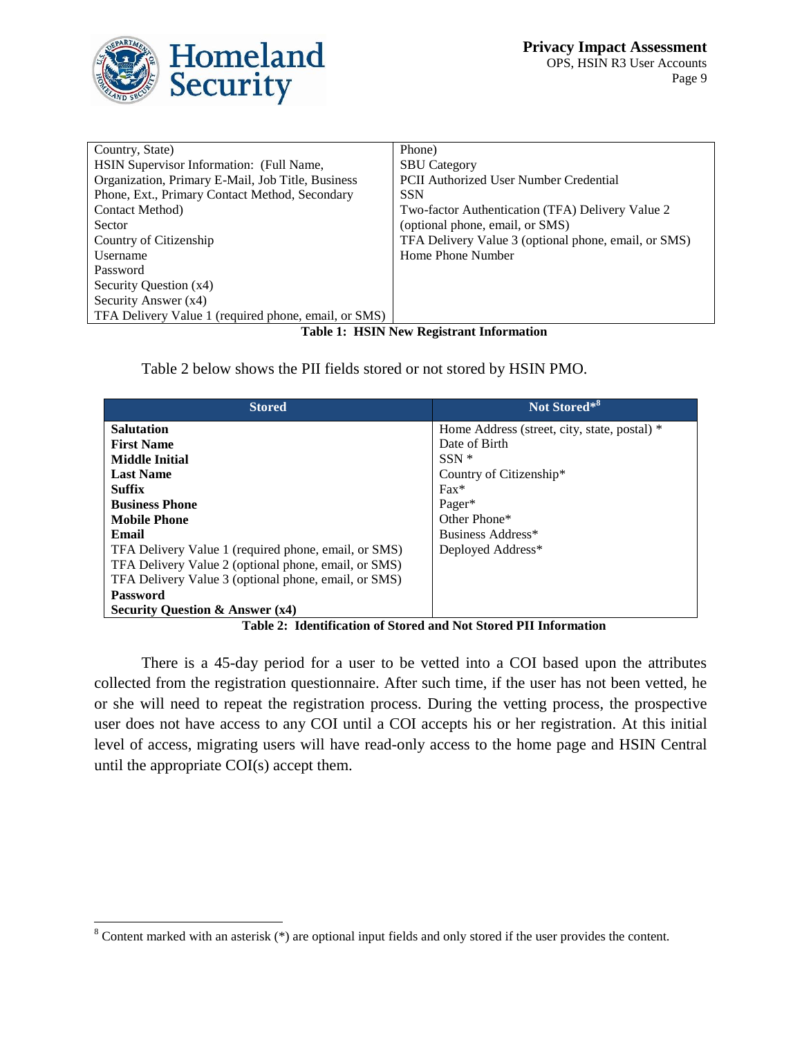| | |
|---|---|
| Country, State) | Phone) |
| HSIN Supervisor Information: (Full Name, Organization, Primary E-Mail, Job Title, Business Phone, Ext., Primary Contact Method, Secondary Contact Method) | SBU Category |
| Sector | PCII Authorized User Number Credential |
| Country of Citizenship | SSN |
| Username | Two-factor Authentication (TFA) Delivery Value 2 (optional phone, email, or SMS) |
| Password | TFA Delivery Value 3 (optional phone, email, or SMS) |
| Security Question (x4) | Home Phone Number |
| Security Answer (x4) | |
| TFA Delivery Value 1 (required phone, email, or SMS) | |

**Table 1: HSIN New Registrant Information**

Table 2 below shows the PII fields stored or not stored by HSIN PMO.

| Stored | Not Stored*[8] |
|---|---|
| **Salutation** | Home Address (street, city, state, postal) * |
| **First Name** | Date of Birth |
| **Middle Initial** | SSN * |
| **Last Name** | Country of Citizenship* |
| **Suffix** | Fax* |
| **Business Phone** | Pager* |
| **Mobile Phone** | Other Phone* |
| **Email** | Business Address* |
| TFA Delivery Value 1 (required phone, email, or SMS) | Deployed Address* |
| TFA Delivery Value 2 (optional phone, email, or SMS) | |
| TFA Delivery Value 3 (optional phone, email, or SMS) | |
| **Password** | |
| **Security Question & Answer (x4)** | |

**Table 2: Identification of Stored and Not Stored PII Information**

There is a 45-day period for a user to be vetted into a COI based upon the attributes collected from the registration questionnaire. After such time, if the user has not been vetted, he or she will need to repeat the registration process. During the vetting process, the prospective user does not have access to any COI until a COI accepts his or her registration. At this initial level of access, migrating users will have read-only access to the home page and HSIN Central until the appropriate COI(s) accept them.

[8] Content marked with an asterisk (*) are optional input fields and only stored if the user provides the content.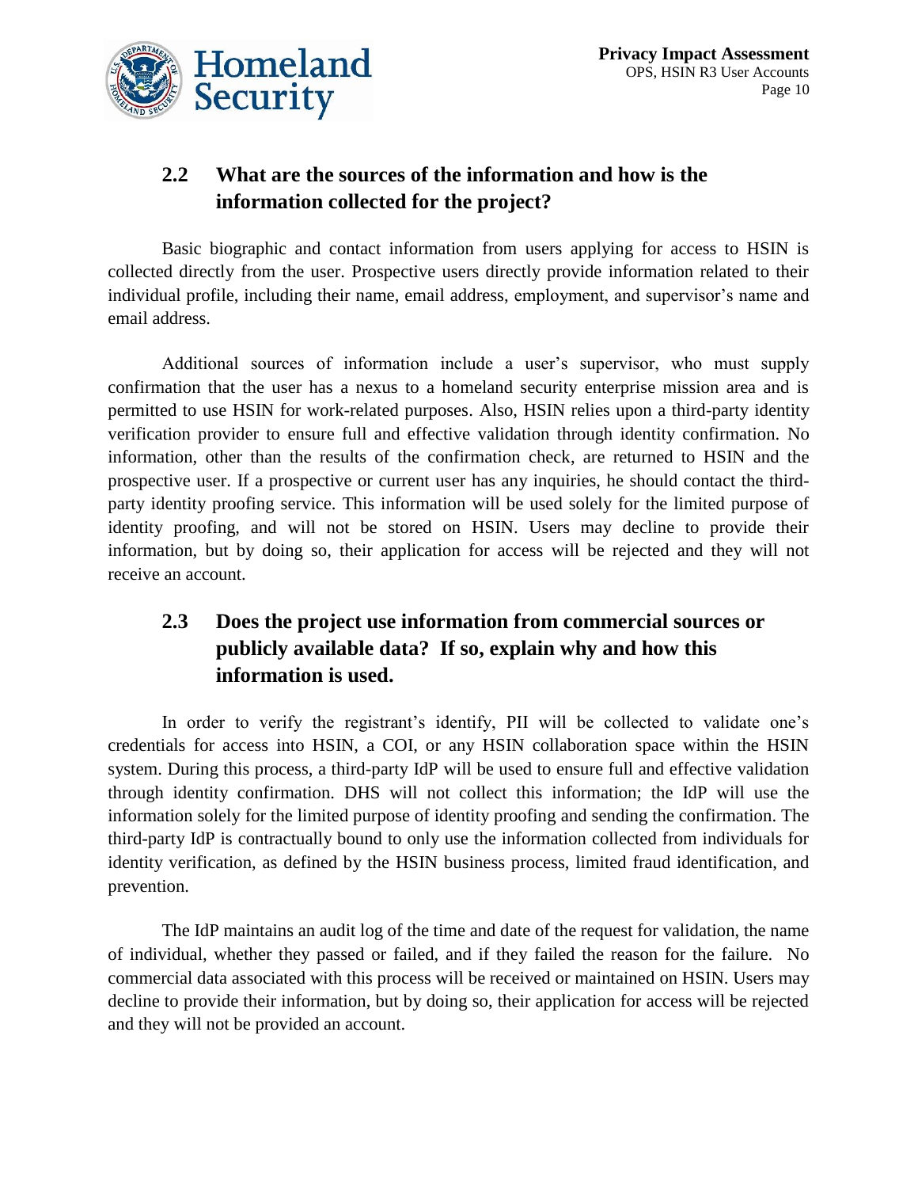## 2.2 What are the sources of the information and how is the information collected for the project?

Basic biographic and contact information from users applying for access to HSIN is collected directly from the user. Prospective users directly provide information related to their individual profile, including their name, email address, employment, and supervisor's name and email address.

Additional sources of information include a user's supervisor, who must supply confirmation that the user has a nexus to a homeland security enterprise mission area and is permitted to use HSIN for work-related purposes. Also, HSIN relies upon a third-party identity verification provider to ensure full and effective validation through identity confirmation. No information, other than the results of the confirmation check, are returned to HSIN and the prospective user. If a prospective or current user has any inquiries, he should contact the third-party identity proofing service. This information will be used solely for the limited purpose of identity proofing, and will not be stored on HSIN. Users may decline to provide their information, but by doing so, their application for access will be rejected and they will not receive an account.

## 2.3 Does the project use information from commercial sources or publicly available data? If so, explain why and how this information is used.

In order to verify the registrant's identify, PII will be collected to validate one's credentials for access into HSIN, a COI, or any HSIN collaboration space within the HSIN system. During this process, a third-party IdP will be used to ensure full and effective validation through identity confirmation. DHS will not collect this information; the IdP will use the information solely for the limited purpose of identity proofing and sending the confirmation. The third-party IdP is contractually bound to only use the information collected from individuals for identity verification, as defined by the HSIN business process, limited fraud identification, and prevention.

The IdP maintains an audit log of the time and date of the request for validation, the name of individual, whether they passed or failed, and if they failed the reason for the failure. No commercial data associated with this process will be received or maintained on HSIN. Users may decline to provide their information, but by doing so, their application for access will be rejected and they will not be provided an account.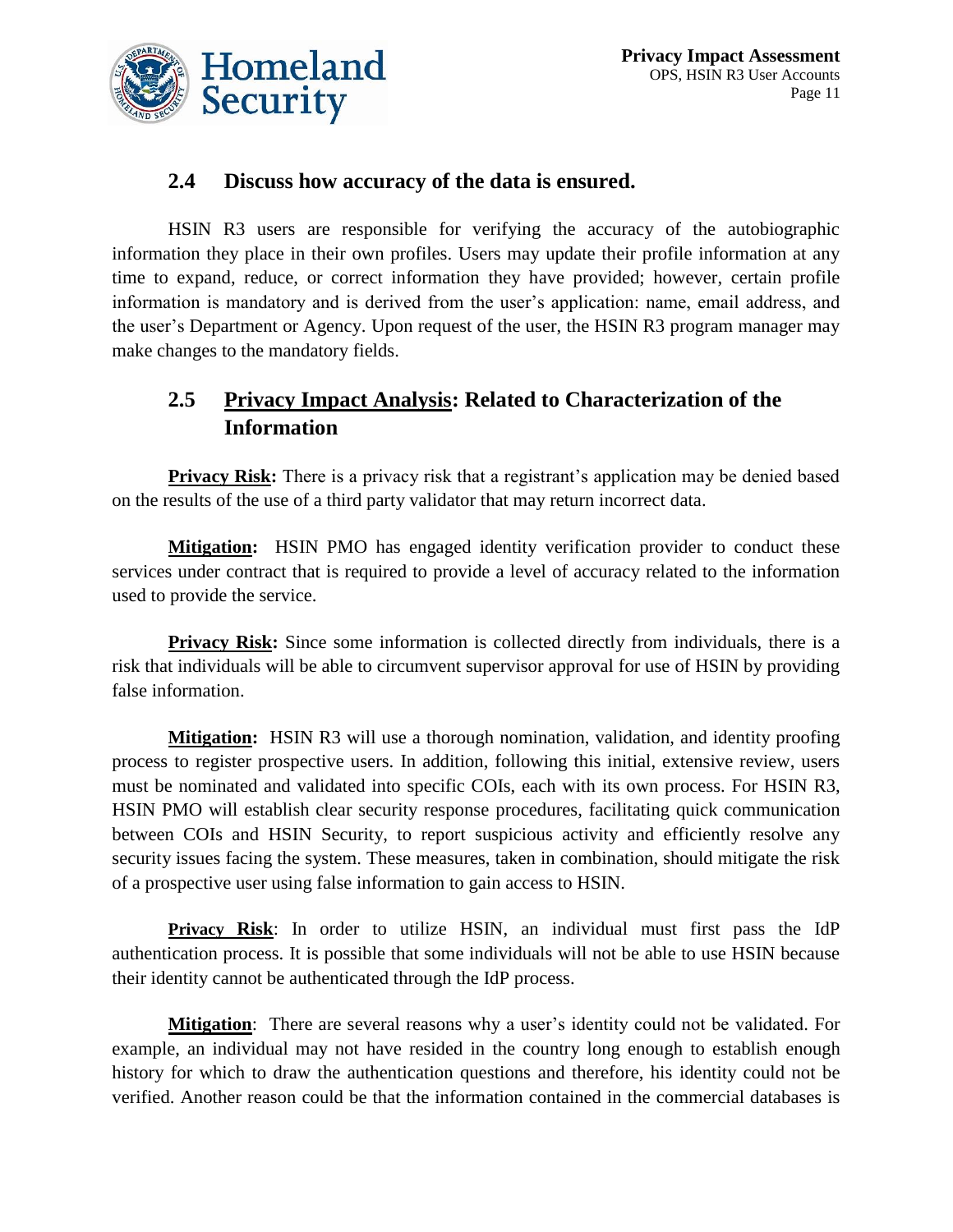## 2.4 Discuss how accuracy of the data is ensured.

HSIN R3 users are responsible for verifying the accuracy of the autobiographic information they place in their own profiles. Users may update their profile information at any time to expand, reduce, or correct information they have provided; however, certain profile information is mandatory and is derived from the user's application: name, email address, and the user's Department or Agency. Upon request of the user, the HSIN R3 program manager may make changes to the mandatory fields.

## 2.5 <u>Privacy Impact Analysis</u>: Related to Characterization of the Information

**<u>Privacy Risk</u>:** There is a privacy risk that a registrant's application may be denied based on the results of the use of a third party validator that may return incorrect data.

**<u>Mitigation</u>:** HSIN PMO has engaged identity verification provider to conduct these services under contract that is required to provide a level of accuracy related to the information used to provide the service.

**<u>Privacy Risk</u>:** Since some information is collected directly from individuals, there is a risk that individuals will be able to circumvent supervisor approval for use of HSIN by providing false information.

**<u>Mitigation</u>:** HSIN R3 will use a thorough nomination, validation, and identity proofing process to register prospective users. In addition, following this initial, extensive review, users must be nominated and validated into specific COIs, each with its own process. For HSIN R3, HSIN PMO will establish clear security response procedures, facilitating quick communication between COIs and HSIN Security, to report suspicious activity and efficiently resolve any security issues facing the system. These measures, taken in combination, should mitigate the risk of a prospective user using false information to gain access to HSIN.

**<u>Privacy Risk</u>**: In order to utilize HSIN, an individual must first pass the IdP authentication process. It is possible that some individuals will not be able to use HSIN because their identity cannot be authenticated through the IdP process.

**<u>Mitigation</u>**: There are several reasons why a user's identity could not be validated. For example, an individual may not have resided in the country long enough to establish enough history for which to draw the authentication questions and therefore, his identity could not be verified. Another reason could be that the information contained in the commercial databases is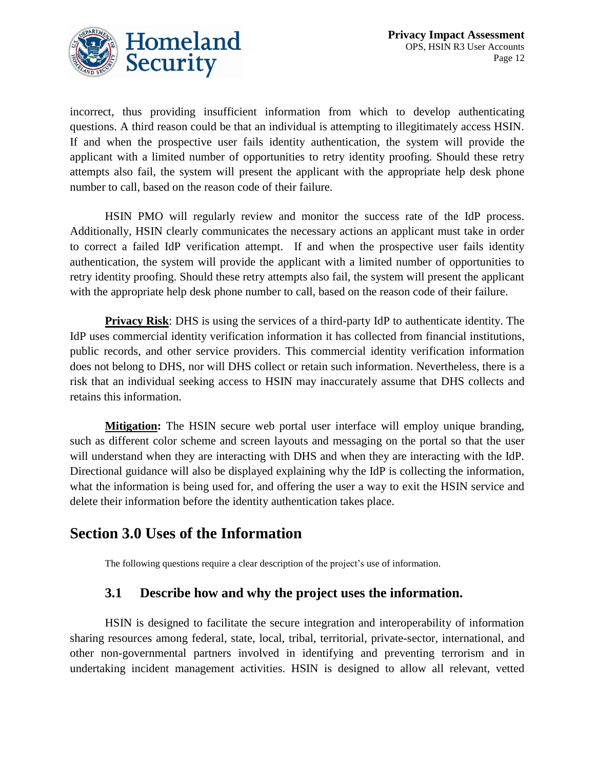incorrect, thus providing insufficient information from which to develop authenticating questions. A third reason could be that an individual is attempting to illegitimately access HSIN. If and when the prospective user fails identity authentication, the system will provide the applicant with a limited number of opportunities to retry identity proofing. Should these retry attempts also fail, the system will present the applicant with the appropriate help desk phone number to call, based on the reason code of their failure.

HSIN PMO will regularly review and monitor the success rate of the IdP process. Additionally, HSIN clearly communicates the necessary actions an applicant must take in order to correct a failed IdP verification attempt. If and when the prospective user fails identity authentication, the system will provide the applicant with a limited number of opportunities to retry identity proofing. Should these retry attempts also fail, the system will present the applicant with the appropriate help desk phone number to call, based on the reason code of their failure.

**Privacy Risk**: DHS is using the services of a third-party IdP to authenticate identity. The IdP uses commercial identity verification information it has collected from financial institutions, public records, and other service providers. This commercial identity verification information does not belong to DHS, nor will DHS collect or retain such information. Nevertheless, there is a risk that an individual seeking access to HSIN may inaccurately assume that DHS collects and retains this information.

**Mitigation:** The HSIN secure web portal user interface will employ unique branding, such as different color scheme and screen layouts and messaging on the portal so that the user will understand when they are interacting with DHS and when they are interacting with the IdP. Directional guidance will also be displayed explaining why the IdP is collecting the information, what the information is being used for, and offering the user a way to exit the HSIN service and delete their information before the identity authentication takes place.

## Section 3.0 Uses of the Information

The following questions require a clear description of the project's use of information.

### 3.1 Describe how and why the project uses the information.

HSIN is designed to facilitate the secure integration and interoperability of information sharing resources among federal, state, local, tribal, territorial, private-sector, international, and other non-governmental partners involved in identifying and preventing terrorism and in undertaking incident management activities. HSIN is designed to allow all relevant, vetted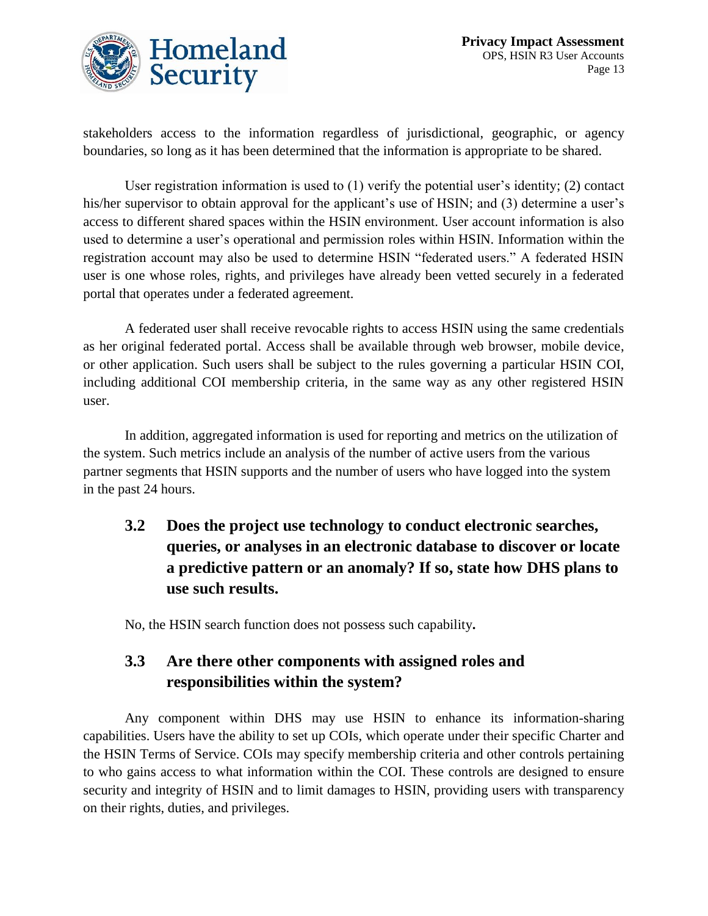stakeholders access to the information regardless of jurisdictional, geographic, or agency boundaries, so long as it has been determined that the information is appropriate to be shared.

User registration information is used to (1) verify the potential user's identity; (2) contact his/her supervisor to obtain approval for the applicant's use of HSIN; and (3) determine a user's access to different shared spaces within the HSIN environment. User account information is also used to determine a user's operational and permission roles within HSIN. Information within the registration account may also be used to determine HSIN "federated users." A federated HSIN user is one whose roles, rights, and privileges have already been vetted securely in a federated portal that operates under a federated agreement.

A federated user shall receive revocable rights to access HSIN using the same credentials as her original federated portal. Access shall be available through web browser, mobile device, or other application. Such users shall be subject to the rules governing a particular HSIN COI, including additional COI membership criteria, in the same way as any other registered HSIN user.

In addition, aggregated information is used for reporting and metrics on the utilization of the system. Such metrics include an analysis of the number of active users from the various partner segments that HSIN supports and the number of users who have logged into the system in the past 24 hours.

### 3.2 Does the project use technology to conduct electronic searches, queries, or analyses in an electronic database to discover or locate a predictive pattern or an anomaly? If so, state how DHS plans to use such results.

No, the HSIN search function does not possess such capability.

### 3.3 Are there other components with assigned roles and responsibilities within the system?

Any component within DHS may use HSIN to enhance its information-sharing capabilities. Users have the ability to set up COIs, which operate under their specific Charter and the HSIN Terms of Service. COIs may specify membership criteria and other controls pertaining to who gains access to what information within the COI. These controls are designed to ensure security and integrity of HSIN and to limit damages to HSIN, providing users with transparency on their rights, duties, and privileges.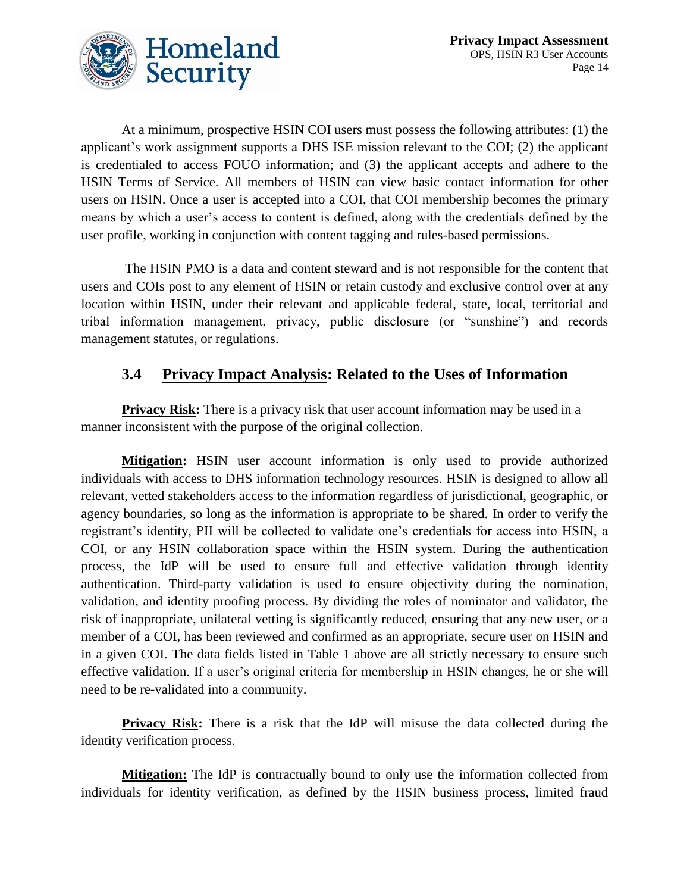At a minimum, prospective HSIN COI users must possess the following attributes: (1) the applicant's work assignment supports a DHS ISE mission relevant to the COI; (2) the applicant is credentialed to access FOUO information; and (3) the applicant accepts and adhere to the HSIN Terms of Service. All members of HSIN can view basic contact information for other users on HSIN. Once a user is accepted into a COI, that COI membership becomes the primary means by which a user's access to content is defined, along with the credentials defined by the user profile, working in conjunction with content tagging and rules-based permissions.

The HSIN PMO is a data and content steward and is not responsible for the content that users and COIs post to any element of HSIN or retain custody and exclusive control over at any location within HSIN, under their relevant and applicable federal, state, local, territorial and tribal information management, privacy, public disclosure (or "sunshine") and records management statutes, or regulations.

## 3.4 Privacy Impact Analysis: Related to the Uses of Information

**Privacy Risk:** There is a privacy risk that user account information may be used in a manner inconsistent with the purpose of the original collection.

**Mitigation:** HSIN user account information is only used to provide authorized individuals with access to DHS information technology resources. HSIN is designed to allow all relevant, vetted stakeholders access to the information regardless of jurisdictional, geographic, or agency boundaries, so long as the information is appropriate to be shared. In order to verify the registrant's identity, PII will be collected to validate one's credentials for access into HSIN, a COI, or any HSIN collaboration space within the HSIN system. During the authentication process, the IdP will be used to ensure full and effective validation through identity authentication. Third-party validation is used to ensure objectivity during the nomination, validation, and identity proofing process. By dividing the roles of nominator and validator, the risk of inappropriate, unilateral vetting is significantly reduced, ensuring that any new user, or a member of a COI, has been reviewed and confirmed as an appropriate, secure user on HSIN and in a given COI. The data fields listed in Table 1 above are all strictly necessary to ensure such effective validation. If a user's original criteria for membership in HSIN changes, he or she will need to be re-validated into a community.

**Privacy Risk:** There is a risk that the IdP will misuse the data collected during the identity verification process.

**Mitigation:** The IdP is contractually bound to only use the information collected from individuals for identity verification, as defined by the HSIN business process, limited fraud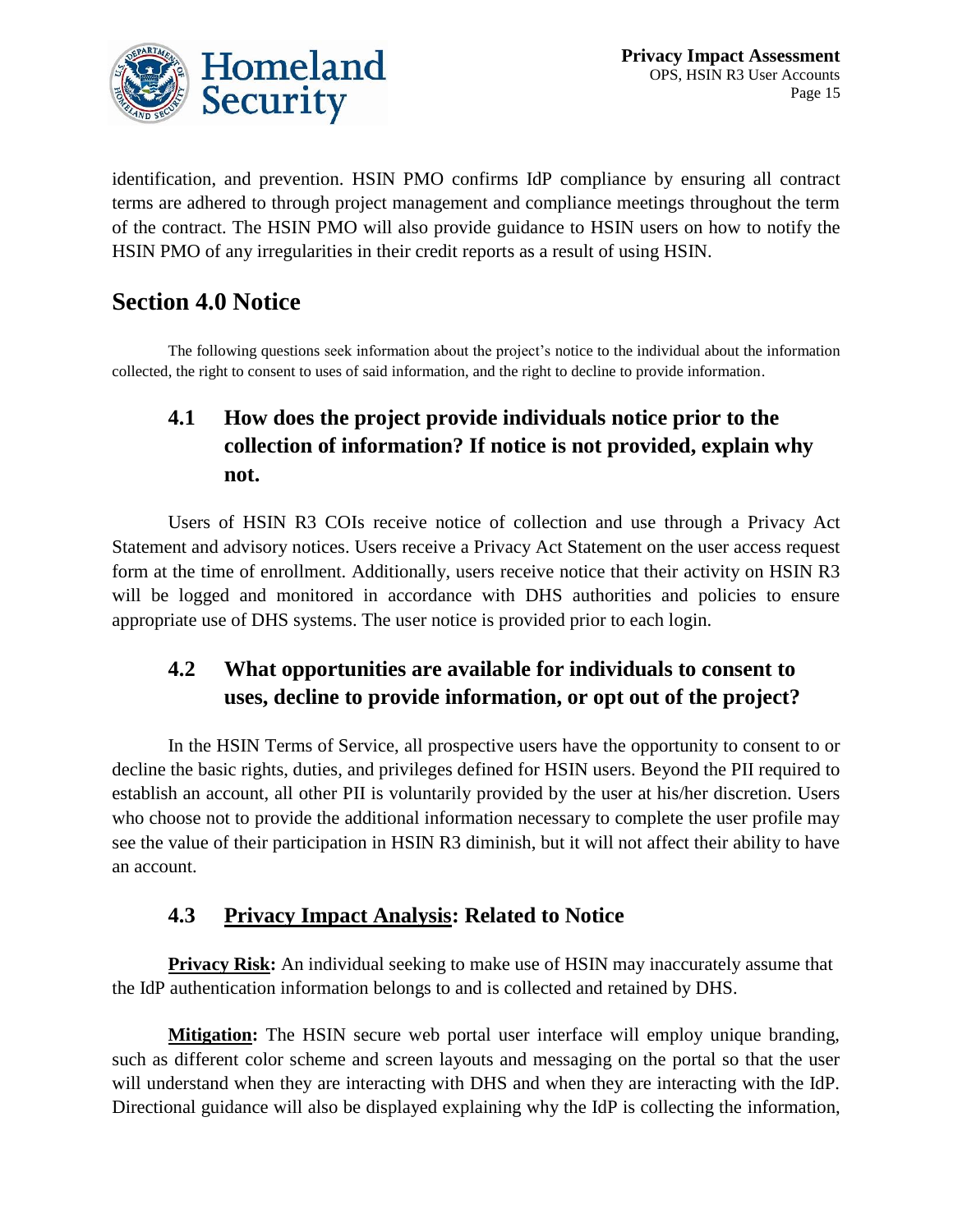identification, and prevention. HSIN PMO confirms IdP compliance by ensuring all contract terms are adhered to through project management and compliance meetings throughout the term of the contract. The HSIN PMO will also provide guidance to HSIN users on how to notify the HSIN PMO of any irregularities in their credit reports as a result of using HSIN.

# Section 4.0 Notice

The following questions seek information about the project's notice to the individual about the information collected, the right to consent to uses of said information, and the right to decline to provide information.

## 4.1 How does the project provide individuals notice prior to the collection of information? If notice is not provided, explain why not.

Users of HSIN R3 COIs receive notice of collection and use through a Privacy Act Statement and advisory notices. Users receive a Privacy Act Statement on the user access request form at the time of enrollment. Additionally, users receive notice that their activity on HSIN R3 will be logged and monitored in accordance with DHS authorities and policies to ensure appropriate use of DHS systems. The user notice is provided prior to each login.

## 4.2 What opportunities are available for individuals to consent to uses, decline to provide information, or opt out of the project?

In the HSIN Terms of Service, all prospective users have the opportunity to consent to or decline the basic rights, duties, and privileges defined for HSIN users. Beyond the PII required to establish an account, all other PII is voluntarily provided by the user at his/her discretion. Users who choose not to provide the additional information necessary to complete the user profile may see the value of their participation in HSIN R3 diminish, but it will not affect their ability to have an account.

## 4.3 Privacy Impact Analysis: Related to Notice

**Privacy Risk:** An individual seeking to make use of HSIN may inaccurately assume that the IdP authentication information belongs to and is collected and retained by DHS.

**Mitigation:** The HSIN secure web portal user interface will employ unique branding, such as different color scheme and screen layouts and messaging on the portal so that the user will understand when they are interacting with DHS and when they are interacting with the IdP. Directional guidance will also be displayed explaining why the IdP is collecting the information,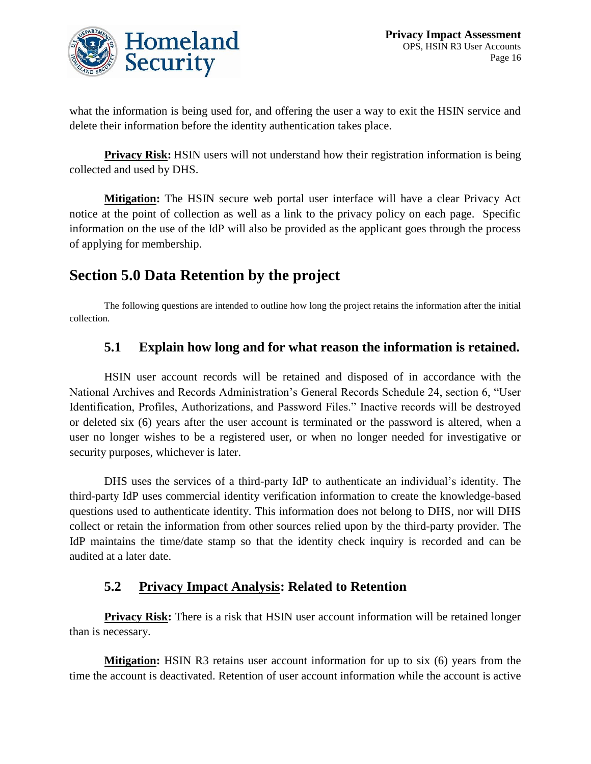what the information is being used for, and offering the user a way to exit the HSIN service and delete their information before the identity authentication takes place.

**Privacy Risk:** HSIN users will not understand how their registration information is being collected and used by DHS.

**Mitigation:** The HSIN secure web portal user interface will have a clear Privacy Act notice at the point of collection as well as a link to the privacy policy on each page. Specific information on the use of the IdP will also be provided as the applicant goes through the process of applying for membership.

# Section 5.0 Data Retention by the project

The following questions are intended to outline how long the project retains the information after the initial collection.

## 5.1 Explain how long and for what reason the information is retained.

HSIN user account records will be retained and disposed of in accordance with the National Archives and Records Administration's General Records Schedule 24, section 6, "User Identification, Profiles, Authorizations, and Password Files." Inactive records will be destroyed or deleted six (6) years after the user account is terminated or the password is altered, when a user no longer wishes to be a registered user, or when no longer needed for investigative or security purposes, whichever is later.

DHS uses the services of a third-party IdP to authenticate an individual's identity. The third-party IdP uses commercial identity verification information to create the knowledge-based questions used to authenticate identity. This information does not belong to DHS, nor will DHS collect or retain the information from other sources relied upon by the third-party provider. The IdP maintains the time/date stamp so that the identity check inquiry is recorded and can be audited at a later date.

## 5.2 Privacy Impact Analysis: Related to Retention

**Privacy Risk:** There is a risk that HSIN user account information will be retained longer than is necessary.

**Mitigation:** HSIN R3 retains user account information for up to six (6) years from the time the account is deactivated. Retention of user account information while the account is active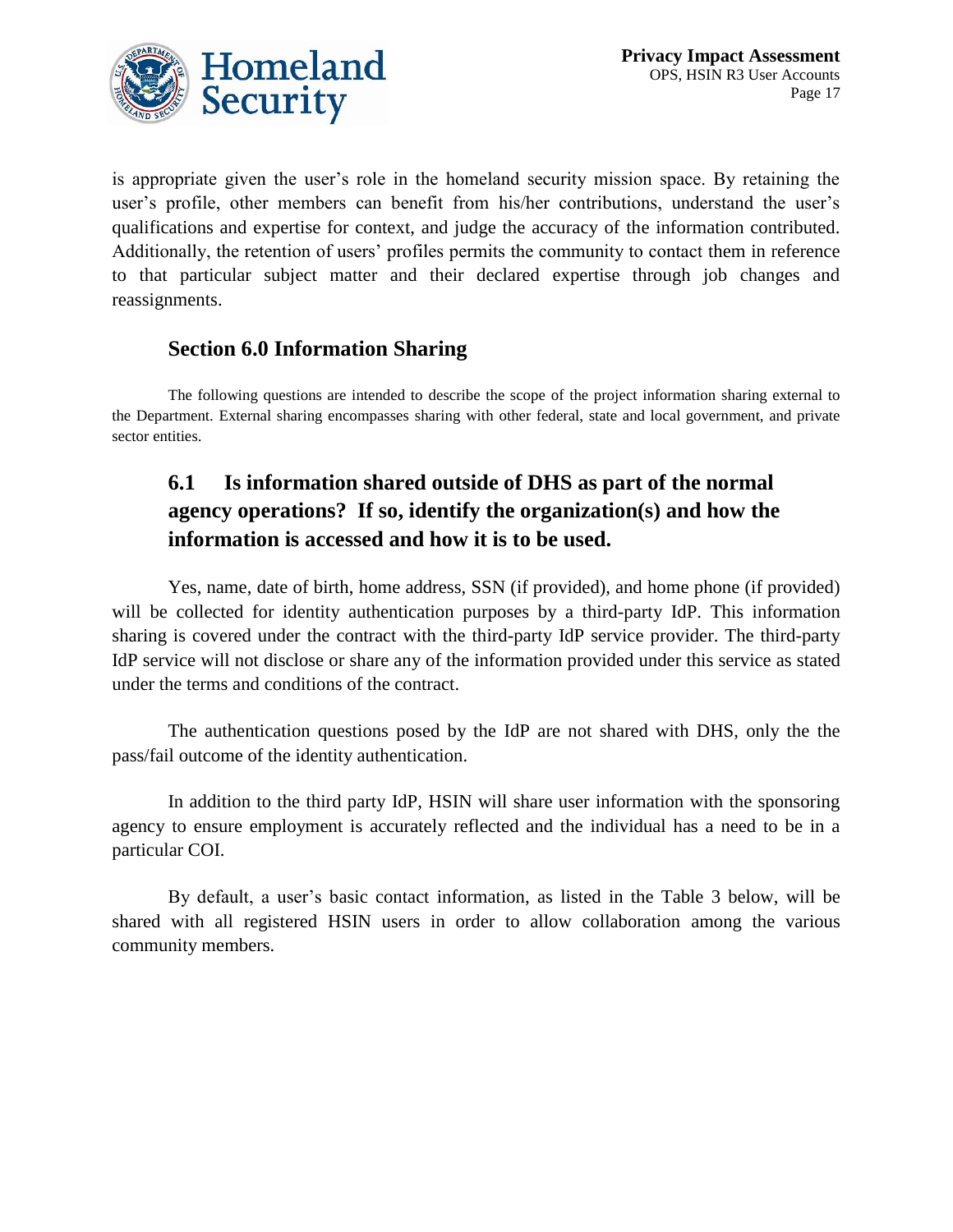is appropriate given the user's role in the homeland security mission space. By retaining the user's profile, other members can benefit from his/her contributions, understand the user's qualifications and expertise for context, and judge the accuracy of the information contributed. Additionally, the retention of users' profiles permits the community to contact them in reference to that particular subject matter and their declared expertise through job changes and reassignments.

## Section 6.0 Information Sharing

The following questions are intended to describe the scope of the project information sharing external to the Department. External sharing encompasses sharing with other federal, state and local government, and private sector entities.

### 6.1 Is information shared outside of DHS as part of the normal agency operations? If so, identify the organization(s) and how the information is accessed and how it is to be used.

Yes, name, date of birth, home address, SSN (if provided), and home phone (if provided) will be collected for identity authentication purposes by a third-party IdP. This information sharing is covered under the contract with the third-party IdP service provider. The third-party IdP service will not disclose or share any of the information provided under this service as stated under the terms and conditions of the contract.

The authentication questions posed by the IdP are not shared with DHS, only the the pass/fail outcome of the identity authentication.

In addition to the third party IdP, HSIN will share user information with the sponsoring agency to ensure employment is accurately reflected and the individual has a need to be in a particular COI.

By default, a user's basic contact information, as listed in the Table 3 below, will be shared with all registered HSIN users in order to allow collaboration among the various community members.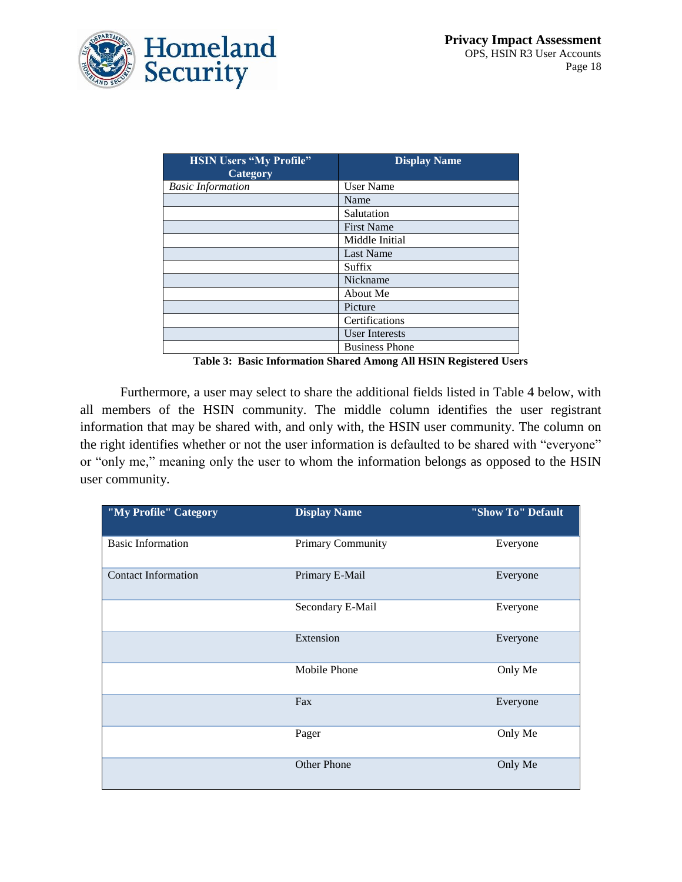| HSIN Users "My Profile" Category | Display Name |
|---|---|
| *Basic Information* | User Name |
| | Name |
| | Salutation |
| | First Name |
| | Middle Initial |
| | Last Name |
| | Suffix |
| | Nickname |
| | About Me |
| | Picture |
| | Certifications |
| | User Interests |
| | Business Phone |

**Table 3: Basic Information Shared Among All HSIN Registered Users**

Furthermore, a user may select to share the additional fields listed in Table 4 below, with all members of the HSIN community. The middle column identifies the user registrant information that may be shared with, and only with, the HSIN user community. The column on the right identifies whether or not the user information is defaulted to be shared with "everyone" or "only me," meaning only the user to whom the information belongs as opposed to the HSIN user community.

| "My Profile" Category | Display Name | "Show To" Default |
|---|---|---|
| Basic Information | Primary Community | Everyone |
| Contact Information | Primary E-Mail | Everyone |
| | Secondary E-Mail | Everyone |
| | Extension | Everyone |
| | Mobile Phone | Only Me |
| | Fax | Everyone |
| | Pager | Only Me |
| | Other Phone | Only Me |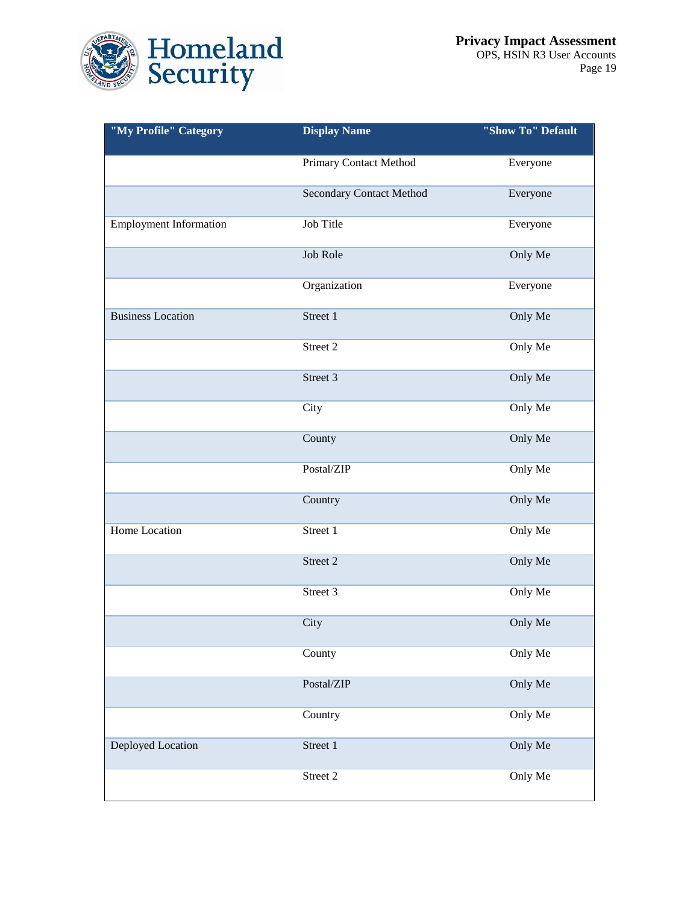| "My Profile" Category | Display Name | "Show To" Default |
| --- | --- | --- |
| | Primary Contact Method | Everyone |
| | Secondary Contact Method | Everyone |
| Employment Information | Job Title | Everyone |
| | Job Role | Only Me |
| | Organization | Everyone |
| Business Location | Street 1 | Only Me |
| | Street 2 | Only Me |
| | Street 3 | Only Me |
| | City | Only Me |
| | County | Only Me |
| | Postal/ZIP | Only Me |
| | Country | Only Me |
| Home Location | Street 1 | Only Me |
| | Street 2 | Only Me |
| | Street 3 | Only Me |
| | City | Only Me |
| | County | Only Me |
| | Postal/ZIP | Only Me |
| | Country | Only Me |
| Deployed Location | Street 1 | Only Me |
| | Street 2 | Only Me |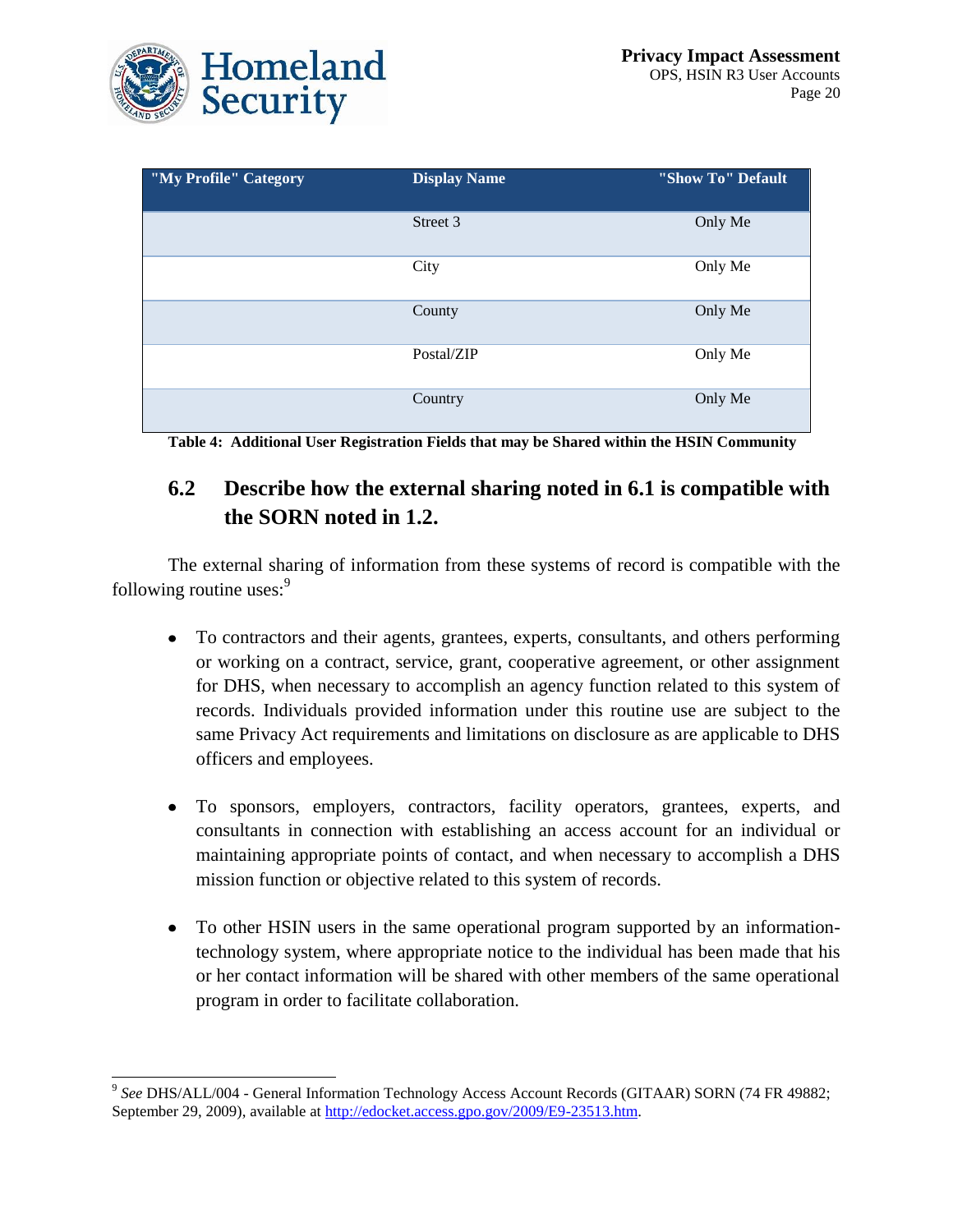| "My Profile" Category | Display Name | "Show To" Default |
| --- | --- | --- |
| | Street 3 | Only Me |
| | City | Only Me |
| | County | Only Me |
| | Postal/ZIP | Only Me |
| | Country | Only Me |

**Table 4: Additional User Registration Fields that may be Shared within the HSIN Community**

## 6.2 Describe how the external sharing noted in 6.1 is compatible with the SORN noted in 1.2.

The external sharing of information from these systems of record is compatible with the following routine uses:[9]

- To contractors and their agents, grantees, experts, consultants, and others performing or working on a contract, service, grant, cooperative agreement, or other assignment for DHS, when necessary to accomplish an agency function related to this system of records. Individuals provided information under this routine use are subject to the same Privacy Act requirements and limitations on disclosure as are applicable to DHS officers and employees.

- To sponsors, employers, contractors, facility operators, grantees, experts, and consultants in connection with establishing an access account for an individual or maintaining appropriate points of contact, and when necessary to accomplish a DHS mission function or objective related to this system of records.

- To other HSIN users in the same operational program supported by an information-technology system, where appropriate notice to the individual has been made that his or her contact information will be shared with other members of the same operational program in order to facilitate collaboration.

---

[9] *See* DHS/ALL/004 - General Information Technology Access Account Records (GITAAR) SORN (74 FR 49882; September 29, 2009), available at http://edocket.access.gpo.gov/2009/E9-23513.htm.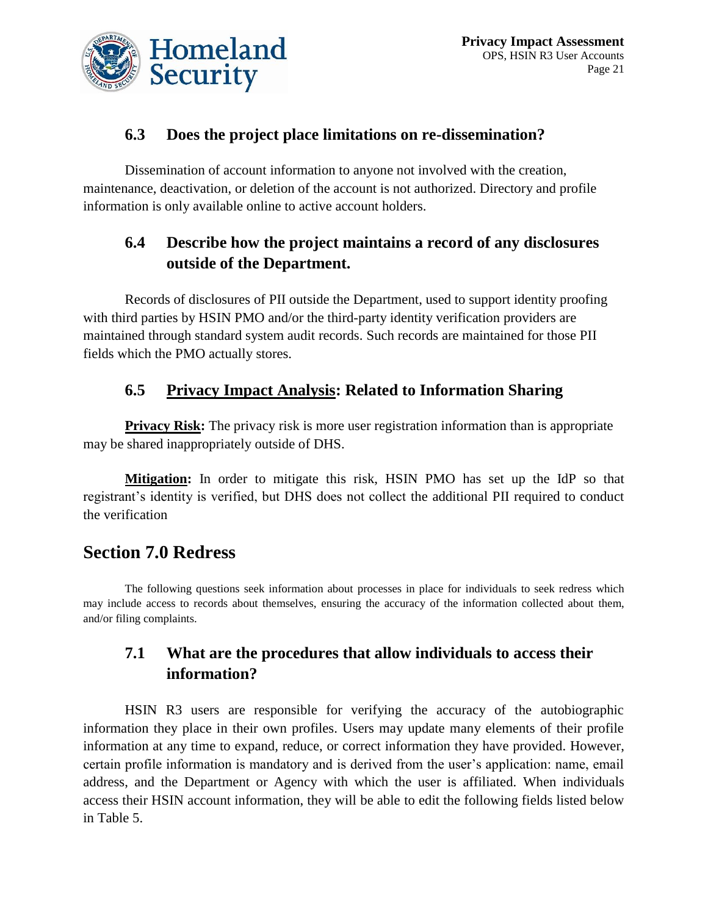### 6.3 Does the project place limitations on re-dissemination?

Dissemination of account information to anyone not involved with the creation, maintenance, deactivation, or deletion of the account is not authorized. Directory and profile information is only available online to active account holders.

### 6.4 Describe how the project maintains a record of any disclosures outside of the Department.

Records of disclosures of PII outside the Department, used to support identity proofing with third parties by HSIN PMO and/or the third-party identity verification providers are maintained through standard system audit records. Such records are maintained for those PII fields which the PMO actually stores.

### 6.5 Privacy Impact Analysis: Related to Information Sharing

**Privacy Risk:** The privacy risk is more user registration information than is appropriate may be shared inappropriately outside of DHS.

**Mitigation:** In order to mitigate this risk, HSIN PMO has set up the IdP so that registrant's identity is verified, but DHS does not collect the additional PII required to conduct the verification

## Section 7.0 Redress

The following questions seek information about processes in place for individuals to seek redress which may include access to records about themselves, ensuring the accuracy of the information collected about them, and/or filing complaints.

### 7.1 What are the procedures that allow individuals to access their information?

HSIN R3 users are responsible for verifying the accuracy of the autobiographic information they place in their own profiles. Users may update many elements of their profile information at any time to expand, reduce, or correct information they have provided. However, certain profile information is mandatory and is derived from the user's application: name, email address, and the Department or Agency with which the user is affiliated. When individuals access their HSIN account information, they will be able to edit the following fields listed below in Table 5.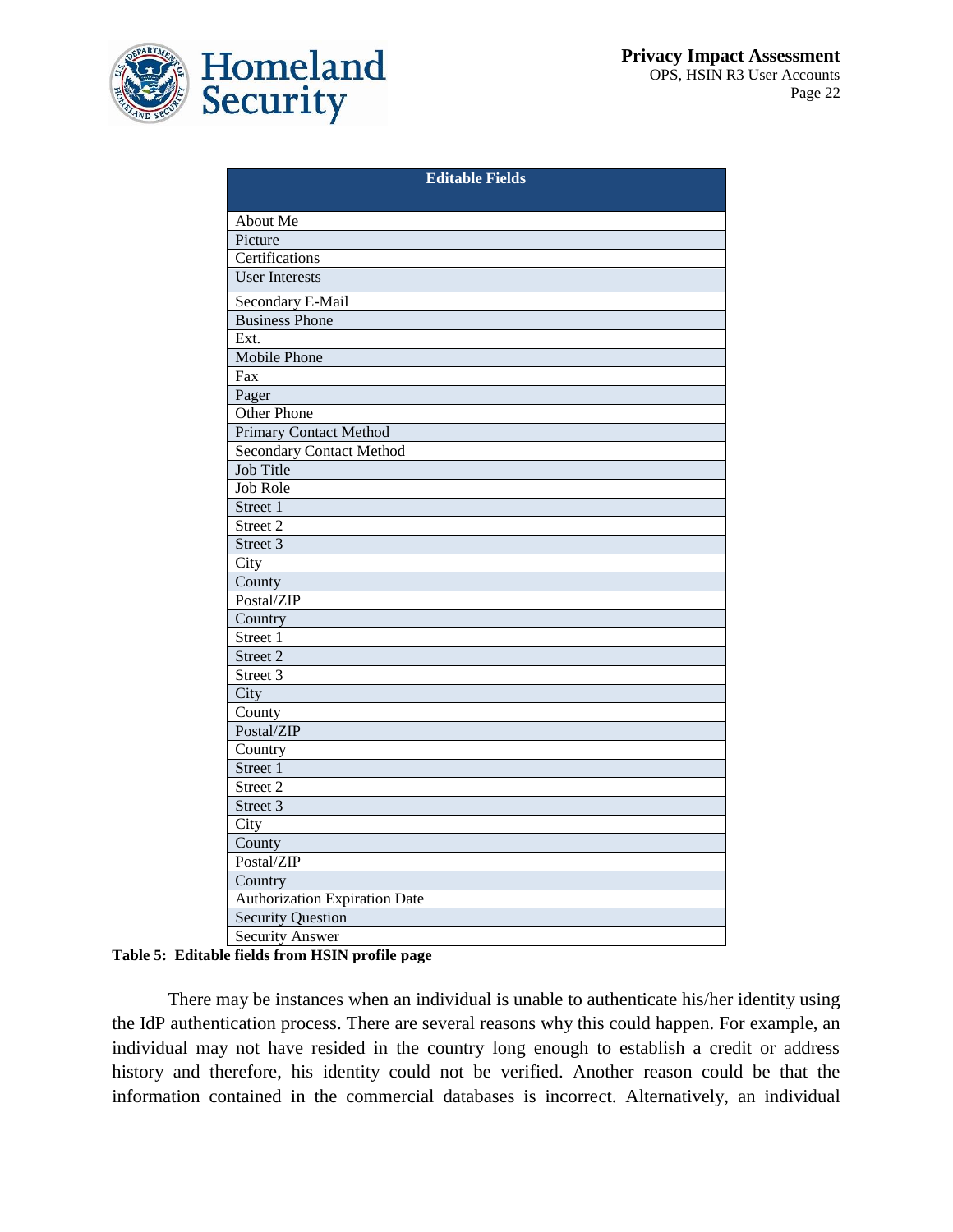| Editable Fields |
|---|
| About Me |
| Picture |
| Certifications |
| User Interests |
| Secondary E-Mail |
| Business Phone |
| Ext. |
| Mobile Phone |
| Fax |
| Pager |
| Other Phone |
| Primary Contact Method |
| Secondary Contact Method |
| Job Title |
| Job Role |
| Street 1 |
| Street 2 |
| Street 3 |
| City |
| County |
| Postal/ZIP |
| Country |
| Street 1 |
| Street 2 |
| Street 3 |
| City |
| County |
| Postal/ZIP |
| Country |
| Street 1 |
| Street 2 |
| Street 3 |
| City |
| County |
| Postal/ZIP |
| Country |
| Authorization Expiration Date |
| Security Question |
| Security Answer |

**Table 5: Editable fields from HSIN profile page**

There may be instances when an individual is unable to authenticate his/her identity using the IdP authentication process. There are several reasons why this could happen. For example, an individual may not have resided in the country long enough to establish a credit or address history and therefore, his identity could not be verified. Another reason could be that the information contained in the commercial databases is incorrect. Alternatively, an individual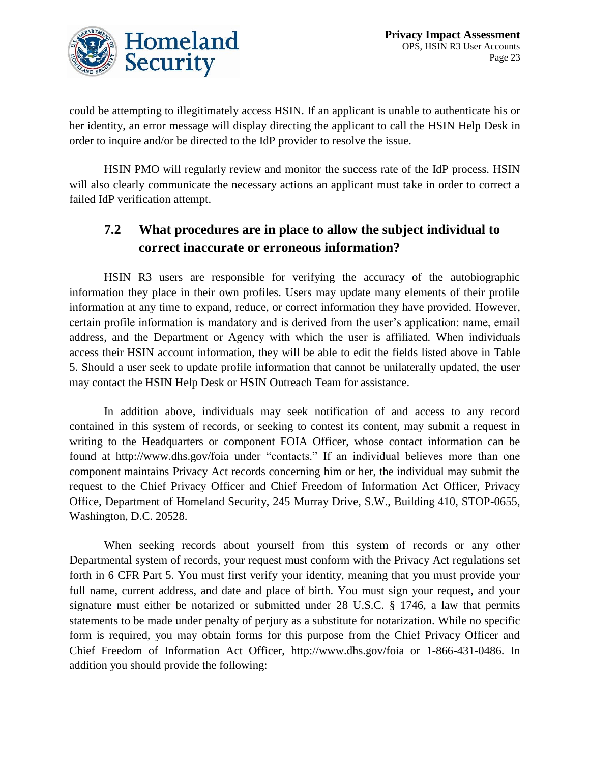could be attempting to illegitimately access HSIN. If an applicant is unable to authenticate his or her identity, an error message will display directing the applicant to call the HSIN Help Desk in order to inquire and/or be directed to the IdP provider to resolve the issue.

HSIN PMO will regularly review and monitor the success rate of the IdP process. HSIN will also clearly communicate the necessary actions an applicant must take in order to correct a failed IdP verification attempt.

## 7.2 What procedures are in place to allow the subject individual to correct inaccurate or erroneous information?

HSIN R3 users are responsible for verifying the accuracy of the autobiographic information they place in their own profiles. Users may update many elements of their profile information at any time to expand, reduce, or correct information they have provided. However, certain profile information is mandatory and is derived from the user's application: name, email address, and the Department or Agency with which the user is affiliated. When individuals access their HSIN account information, they will be able to edit the fields listed above in Table 5. Should a user seek to update profile information that cannot be unilaterally updated, the user may contact the HSIN Help Desk or HSIN Outreach Team for assistance.

In addition above, individuals may seek notification of and access to any record contained in this system of records, or seeking to contest its content, may submit a request in writing to the Headquarters or component FOIA Officer, whose contact information can be found at http://www.dhs.gov/foia under "contacts." If an individual believes more than one component maintains Privacy Act records concerning him or her, the individual may submit the request to the Chief Privacy Officer and Chief Freedom of Information Act Officer, Privacy Office, Department of Homeland Security, 245 Murray Drive, S.W., Building 410, STOP-0655, Washington, D.C. 20528.

When seeking records about yourself from this system of records or any other Departmental system of records, your request must conform with the Privacy Act regulations set forth in 6 CFR Part 5. You must first verify your identity, meaning that you must provide your full name, current address, and date and place of birth. You must sign your request, and your signature must either be notarized or submitted under 28 U.S.C. § 1746, a law that permits statements to be made under penalty of perjury as a substitute for notarization. While no specific form is required, you may obtain forms for this purpose from the Chief Privacy Officer and Chief Freedom of Information Act Officer, http://www.dhs.gov/foia or 1-866-431-0486. In addition you should provide the following: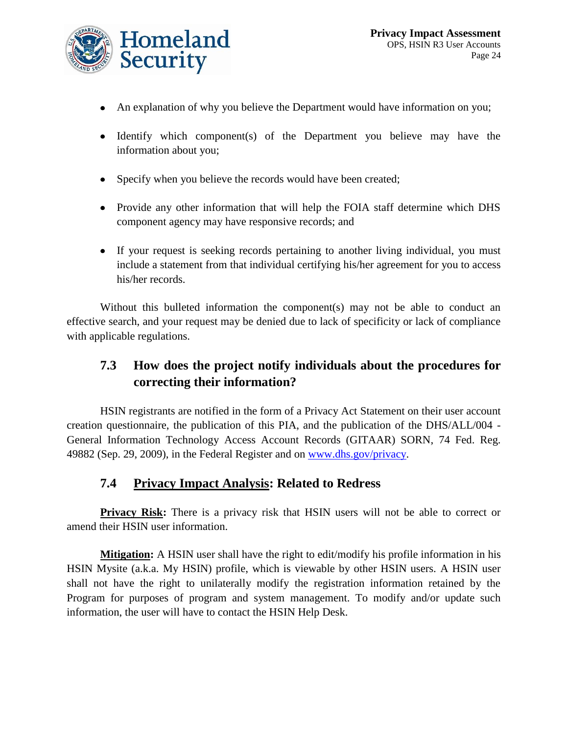- An explanation of why you believe the Department would have information on you;
- Identify which component(s) of the Department you believe may have the information about you;
- Specify when you believe the records would have been created;
- Provide any other information that will help the FOIA staff determine which DHS component agency may have responsive records; and
- If your request is seeking records pertaining to another living individual, you must include a statement from that individual certifying his/her agreement for you to access his/her records.

Without this bulleted information the component(s) may not be able to conduct an effective search, and your request may be denied due to lack of specificity or lack of compliance with applicable regulations.

## 7.3 How does the project notify individuals about the procedures for correcting their information?

HSIN registrants are notified in the form of a Privacy Act Statement on their user account creation questionnaire, the publication of this PIA, and the publication of the DHS/ALL/004 - General Information Technology Access Account Records (GITAAR) SORN, 74 Fed. Reg. 49882 (Sep. 29, 2009), in the Federal Register and on [www.dhs.gov/privacy](www.dhs.gov/privacy).

## 7.4 Privacy Impact Analysis: Related to Redress

**Privacy Risk:** There is a privacy risk that HSIN users will not be able to correct or amend their HSIN user information.

**Mitigation:** A HSIN user shall have the right to edit/modify his profile information in his HSIN Mysite (a.k.a. My HSIN) profile, which is viewable by other HSIN users. A HSIN user shall not have the right to unilaterally modify the registration information retained by the Program for purposes of program and system management. To modify and/or update such information, the user will have to contact the HSIN Help Desk.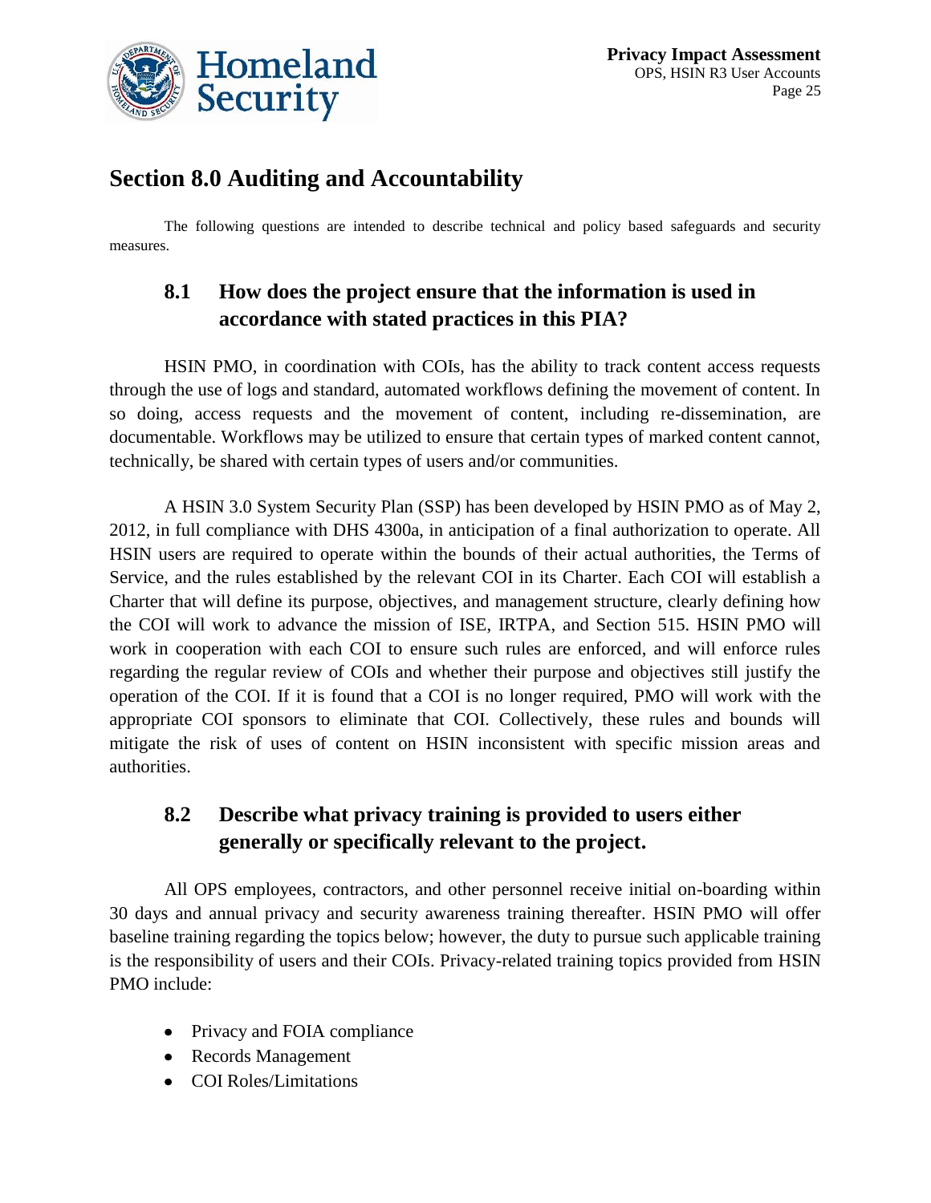## Section 8.0 Auditing and Accountability

The following questions are intended to describe technical and policy based safeguards and security measures.

### 8.1 How does the project ensure that the information is used in accordance with stated practices in this PIA?

HSIN PMO, in coordination with COIs, has the ability to track content access requests through the use of logs and standard, automated workflows defining the movement of content. In so doing, access requests and the movement of content, including re-dissemination, are documentable. Workflows may be utilized to ensure that certain types of marked content cannot, technically, be shared with certain types of users and/or communities.

A HSIN 3.0 System Security Plan (SSP) has been developed by HSIN PMO as of May 2, 2012, in full compliance with DHS 4300a, in anticipation of a final authorization to operate. All HSIN users are required to operate within the bounds of their actual authorities, the Terms of Service, and the rules established by the relevant COI in its Charter. Each COI will establish a Charter that will define its purpose, objectives, and management structure, clearly defining how the COI will work to advance the mission of ISE, IRTPA, and Section 515. HSIN PMO will work in cooperation with each COI to ensure such rules are enforced, and will enforce rules regarding the regular review of COIs and whether their purpose and objectives still justify the operation of the COI. If it is found that a COI is no longer required, PMO will work with the appropriate COI sponsors to eliminate that COI. Collectively, these rules and bounds will mitigate the risk of uses of content on HSIN inconsistent with specific mission areas and authorities.

### 8.2 Describe what privacy training is provided to users either generally or specifically relevant to the project.

All OPS employees, contractors, and other personnel receive initial on-boarding within 30 days and annual privacy and security awareness training thereafter. HSIN PMO will offer baseline training regarding the topics below; however, the duty to pursue such applicable training is the responsibility of users and their COIs. Privacy-related training topics provided from HSIN PMO include:

- Privacy and FOIA compliance
- Records Management
- COI Roles/Limitations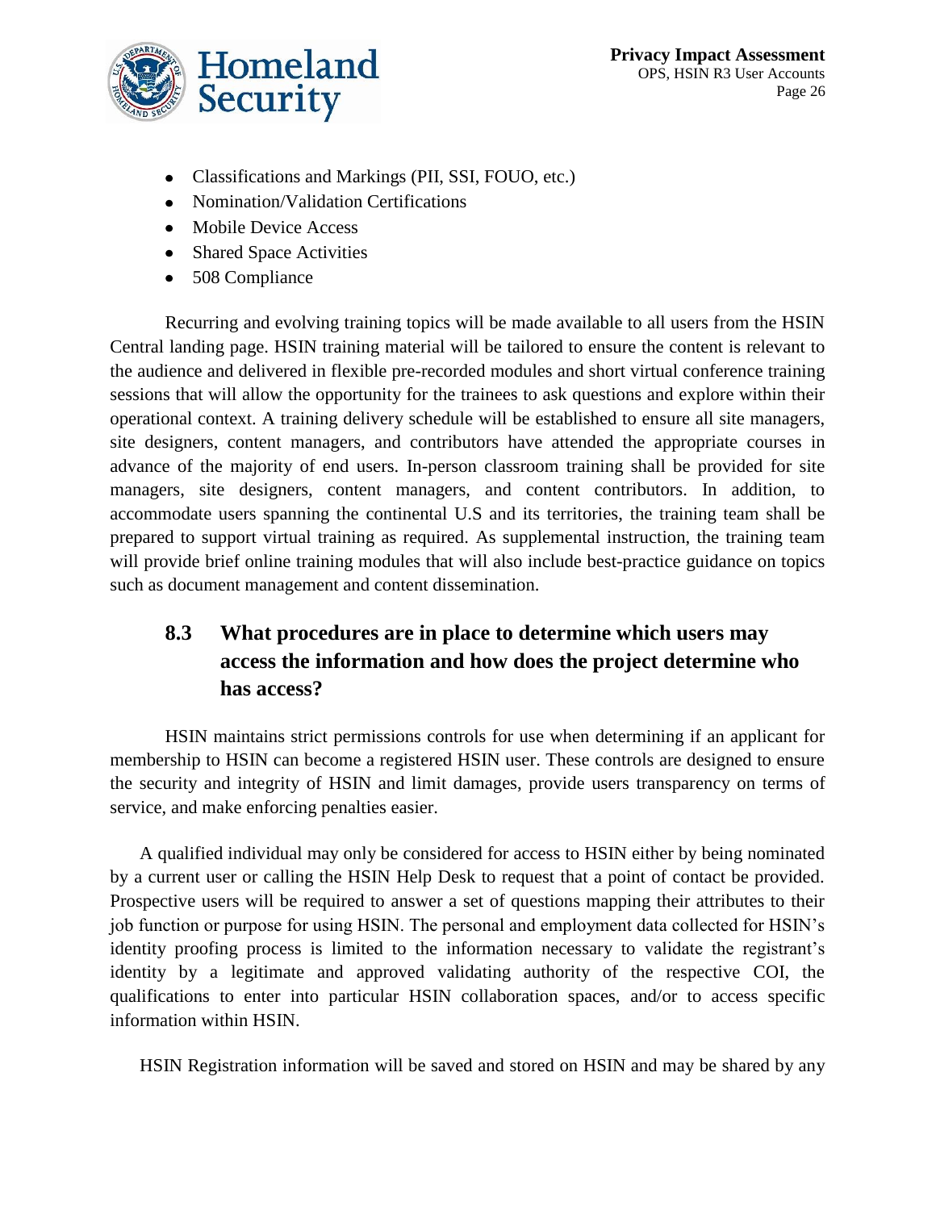- Classifications and Markings (PII, SSI, FOUO, etc.)
- Nomination/Validation Certifications
- Mobile Device Access
- Shared Space Activities
- 508 Compliance

Recurring and evolving training topics will be made available to all users from the HSIN Central landing page. HSIN training material will be tailored to ensure the content is relevant to the audience and delivered in flexible pre-recorded modules and short virtual conference training sessions that will allow the opportunity for the trainees to ask questions and explore within their operational context. A training delivery schedule will be established to ensure all site managers, site designers, content managers, and contributors have attended the appropriate courses in advance of the majority of end users. In-person classroom training shall be provided for site managers, site designers, content managers, and content contributors. In addition, to accommodate users spanning the continental U.S and its territories, the training team shall be prepared to support virtual training as required. As supplemental instruction, the training team will provide brief online training modules that will also include best-practice guidance on topics such as document management and content dissemination.

## 8.3 What procedures are in place to determine which users may access the information and how does the project determine who has access?

HSIN maintains strict permissions controls for use when determining if an applicant for membership to HSIN can become a registered HSIN user. These controls are designed to ensure the security and integrity of HSIN and limit damages, provide users transparency on terms of service, and make enforcing penalties easier.

A qualified individual may only be considered for access to HSIN either by being nominated by a current user or calling the HSIN Help Desk to request that a point of contact be provided. Prospective users will be required to answer a set of questions mapping their attributes to their job function or purpose for using HSIN. The personal and employment data collected for HSIN's identity proofing process is limited to the information necessary to validate the registrant's identity by a legitimate and approved validating authority of the respective COI, the qualifications to enter into particular HSIN collaboration spaces, and/or to access specific information within HSIN.

HSIN Registration information will be saved and stored on HSIN and may be shared by any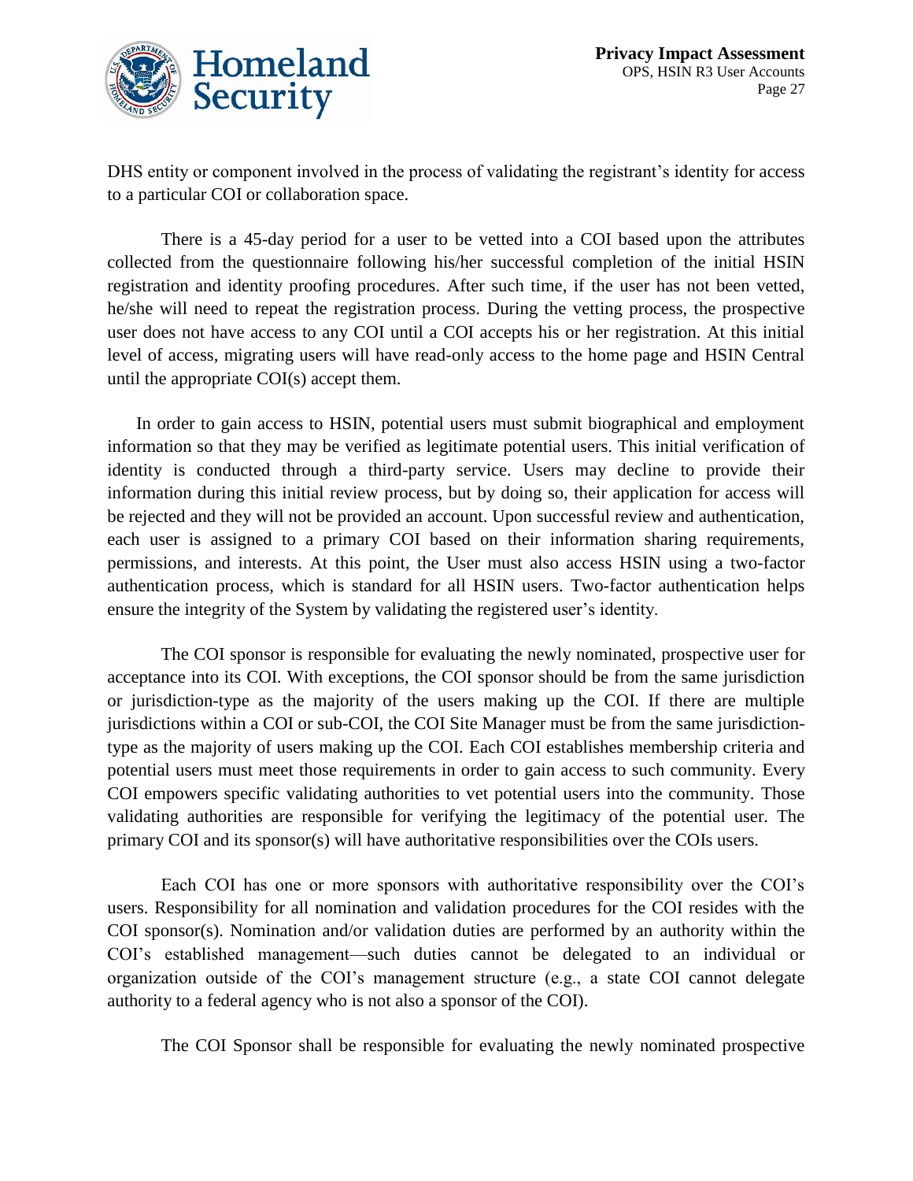DHS entity or component involved in the process of validating the registrant's identity for access to a particular COI or collaboration space.

There is a 45-day period for a user to be vetted into a COI based upon the attributes collected from the questionnaire following his/her successful completion of the initial HSIN registration and identity proofing procedures. After such time, if the user has not been vetted, he/she will need to repeat the registration process. During the vetting process, the prospective user does not have access to any COI until a COI accepts his or her registration. At this initial level of access, migrating users will have read-only access to the home page and HSIN Central until the appropriate COI(s) accept them.

In order to gain access to HSIN, potential users must submit biographical and employment information so that they may be verified as legitimate potential users. This initial verification of identity is conducted through a third-party service. Users may decline to provide their information during this initial review process, but by doing so, their application for access will be rejected and they will not be provided an account. Upon successful review and authentication, each user is assigned to a primary COI based on their information sharing requirements, permissions, and interests. At this point, the User must also access HSIN using a two-factor authentication process, which is standard for all HSIN users. Two-factor authentication helps ensure the integrity of the System by validating the registered user's identity.

The COI sponsor is responsible for evaluating the newly nominated, prospective user for acceptance into its COI. With exceptions, the COI sponsor should be from the same jurisdiction or jurisdiction-type as the majority of the users making up the COI. If there are multiple jurisdictions within a COI or sub-COI, the COI Site Manager must be from the same jurisdiction-type as the majority of users making up the COI. Each COI establishes membership criteria and potential users must meet those requirements in order to gain access to such community. Every COI empowers specific validating authorities to vet potential users into the community. Those validating authorities are responsible for verifying the legitimacy of the potential user. The primary COI and its sponsor(s) will have authoritative responsibilities over the COIs users.

Each COI has one or more sponsors with authoritative responsibility over the COI's users. Responsibility for all nomination and validation procedures for the COI resides with the COI sponsor(s). Nomination and/or validation duties are performed by an authority within the COI's established management—such duties cannot be delegated to an individual or organization outside of the COI's management structure (e.g., a state COI cannot delegate authority to a federal agency who is not also a sponsor of the COI).

The COI Sponsor shall be responsible for evaluating the newly nominated prospective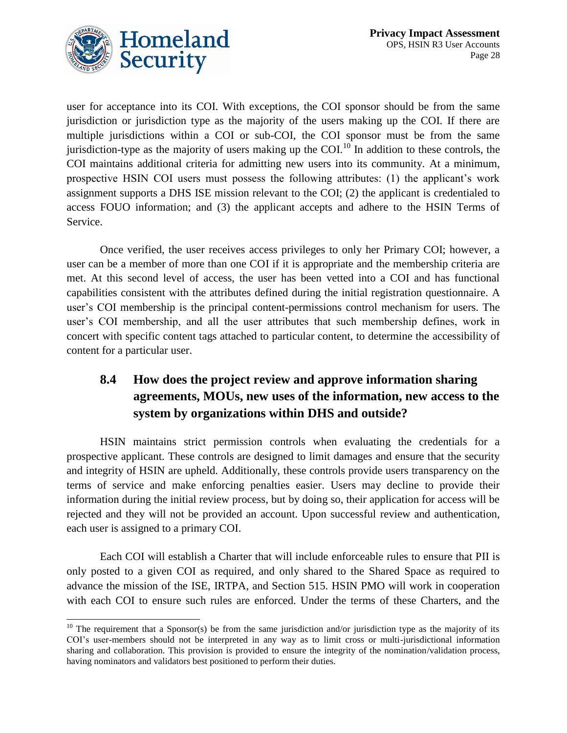user for acceptance into its COI. With exceptions, the COI sponsor should be from the same jurisdiction or jurisdiction type as the majority of the users making up the COI. If there are multiple jurisdictions within a COI or sub-COI, the COI sponsor must be from the same jurisdiction-type as the majority of users making up the COI.[10] In addition to these controls, the COI maintains additional criteria for admitting new users into its community. At a minimum, prospective HSIN COI users must possess the following attributes: (1) the applicant's work assignment supports a DHS ISE mission relevant to the COI; (2) the applicant is credentialed to access FOUO information; and (3) the applicant accepts and adhere to the HSIN Terms of Service.

Once verified, the user receives access privileges to only her Primary COI; however, a user can be a member of more than one COI if it is appropriate and the membership criteria are met. At this second level of access, the user has been vetted into a COI and has functional capabilities consistent with the attributes defined during the initial registration questionnaire. A user's COI membership is the principal content-permissions control mechanism for users. The user's COI membership, and all the user attributes that such membership defines, work in concert with specific content tags attached to particular content, to determine the accessibility of content for a particular user.

## 8.4 How does the project review and approve information sharing agreements, MOUs, new uses of the information, new access to the system by organizations within DHS and outside?

HSIN maintains strict permission controls when evaluating the credentials for a prospective applicant. These controls are designed to limit damages and ensure that the security and integrity of HSIN are upheld. Additionally, these controls provide users transparency on the terms of service and make enforcing penalties easier. Users may decline to provide their information during the initial review process, but by doing so, their application for access will be rejected and they will not be provided an account. Upon successful review and authentication, each user is assigned to a primary COI.

Each COI will establish a Charter that will include enforceable rules to ensure that PII is only posted to a given COI as required, and only shared to the Shared Space as required to advance the mission of the ISE, IRTPA, and Section 515. HSIN PMO will work in cooperation with each COI to ensure such rules are enforced. Under the terms of these Charters, and the

---

[10] The requirement that a Sponsor(s) be from the same jurisdiction and/or jurisdiction type as the majority of its COI's user-members should not be interpreted in any way as to limit cross or multi-jurisdictional information sharing and collaboration. This provision is provided to ensure the integrity of the nomination/validation process, having nominators and validators best positioned to perform their duties.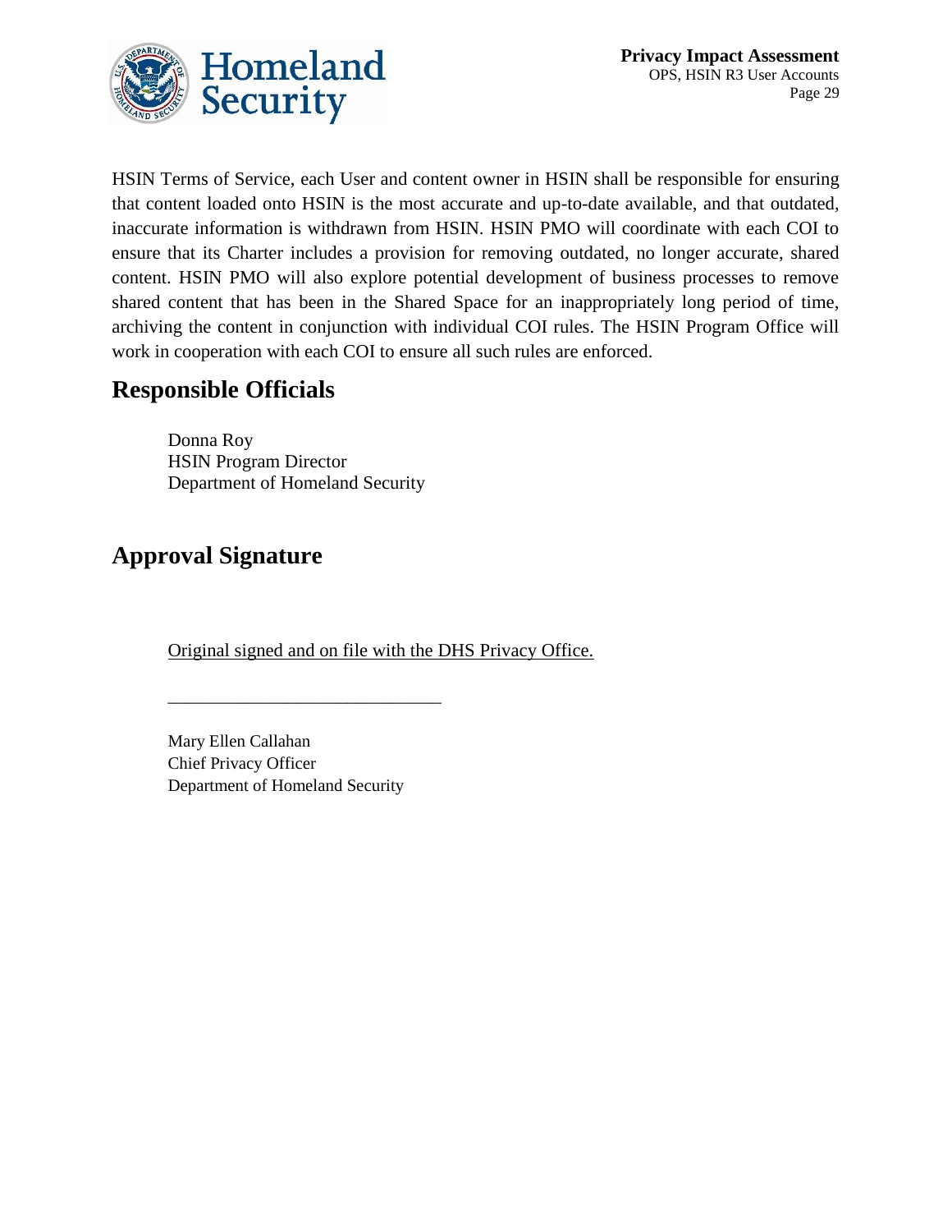HSIN Terms of Service, each User and content owner in HSIN shall be responsible for ensuring that content loaded onto HSIN is the most accurate and up-to-date available, and that outdated, inaccurate information is withdrawn from HSIN. HSIN PMO will coordinate with each COI to ensure that its Charter includes a provision for removing outdated, no longer accurate, shared content. HSIN PMO will also explore potential development of business processes to remove shared content that has been in the Shared Space for an inappropriately long period of time, archiving the content in conjunction with individual COI rules. The HSIN Program Office will work in cooperation with each COI to ensure all such rules are enforced.

## Responsible Officials

Donna Roy
HSIN Program Director
Department of Homeland Security

## Approval Signature

Original signed and on file with the DHS Privacy Office.

_______________________________

Mary Ellen Callahan
Chief Privacy Officer
Department of Homeland Security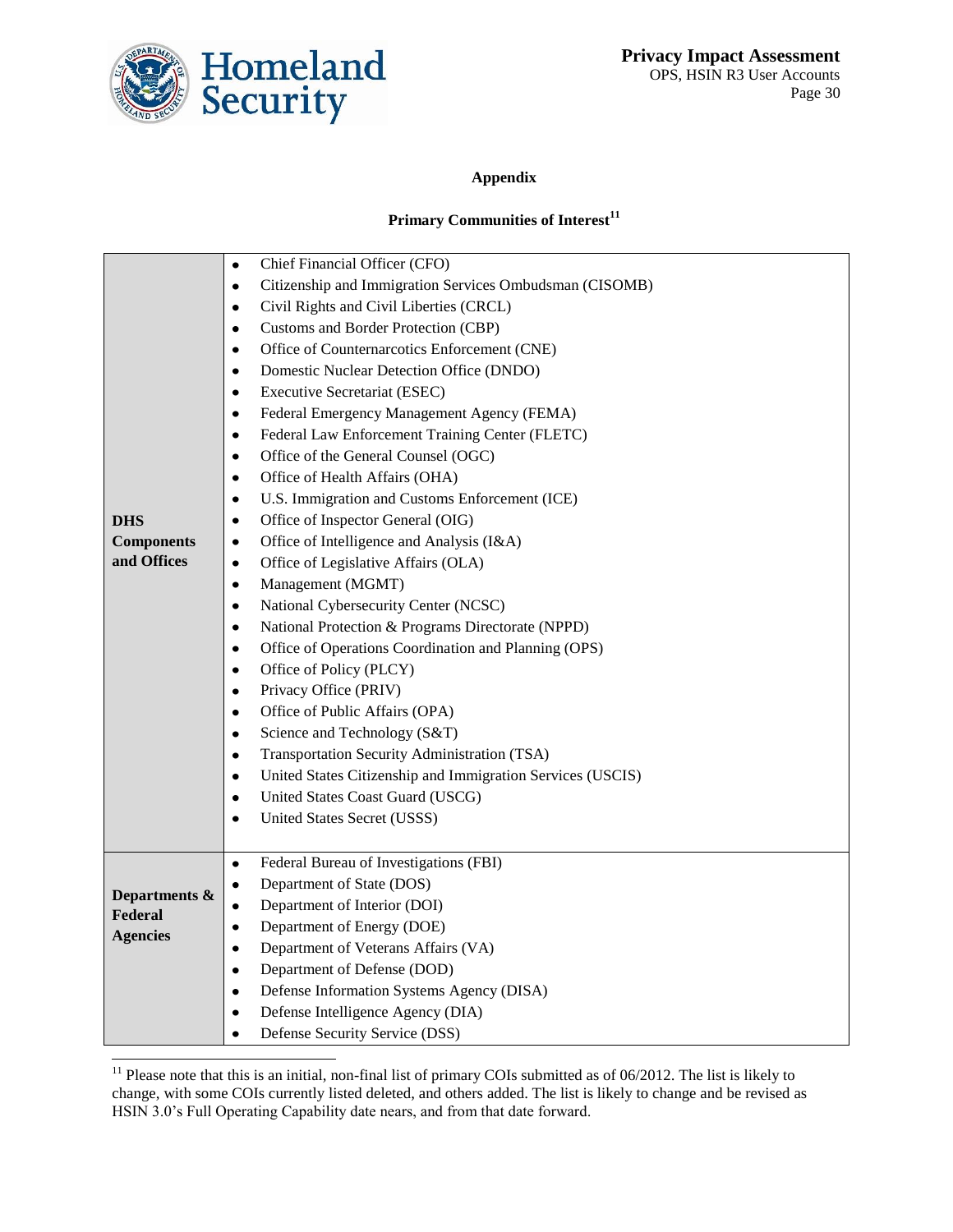**Appendix**

**Primary Communities of Interest**[11]

| | |
|---|---|
| **DHS Components and Offices** | • Chief Financial Officer (CFO)<br>• Citizenship and Immigration Services Ombudsman (CISOMB)<br>• Civil Rights and Civil Liberties (CRCL)<br>• Customs and Border Protection (CBP)<br>• Office of Counternarcotics Enforcement (CNE)<br>• Domestic Nuclear Detection Office (DNDO)<br>• Executive Secretariat (ESEC)<br>• Federal Emergency Management Agency (FEMA)<br>• Federal Law Enforcement Training Center (FLETC)<br>• Office of the General Counsel (OGC)<br>• Office of Health Affairs (OHA)<br>• U.S. Immigration and Customs Enforcement (ICE)<br>• Office of Inspector General (OIG)<br>• Office of Intelligence and Analysis (I&A)<br>• Office of Legislative Affairs (OLA)<br>• Management (MGMT)<br>• National Cybersecurity Center (NCSC)<br>• National Protection & Programs Directorate (NPPD)<br>• Office of Operations Coordination and Planning (OPS)<br>• Office of Policy (PLCY)<br>• Privacy Office (PRIV)<br>• Office of Public Affairs (OPA)<br>• Science and Technology (S&T)<br>• Transportation Security Administration (TSA)<br>• United States Citizenship and Immigration Services (USCIS)<br>• United States Coast Guard (USCG)<br>• United States Secret (USSS) |
| **Departments & Federal Agencies** | • Federal Bureau of Investigations (FBI)<br>• Department of State (DOS)<br>• Department of Interior (DOI)<br>• Department of Energy (DOE)<br>• Department of Veterans Affairs (VA)<br>• Department of Defense (DOD)<br>• Defense Information Systems Agency (DISA)<br>• Defense Intelligence Agency (DIA)<br>• Defense Security Service (DSS) |

[11] Please note that this is an initial, non-final list of primary COIs submitted as of 06/2012. The list is likely to change, with some COIs currently listed deleted, and others added. The list is likely to change and be revised as HSIN 3.0's Full Operating Capability date nears, and from that date forward.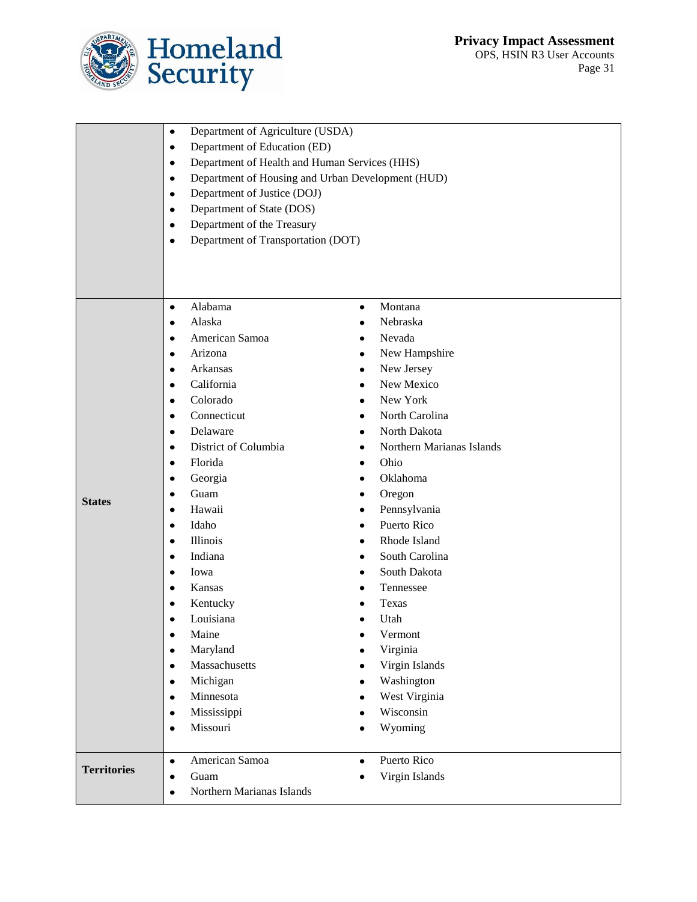|  |  |
|---|---|
|  | • Department of Agriculture (USDA)<br>• Department of Education (ED)<br>• Department of Health and Human Services (HHS)<br>• Department of Housing and Urban Development (HUD)<br>• Department of Justice (DOJ)<br>• Department of State (DOS)<br>• Department of the Treasury<br>• Department of Transportation (DOT) |
| **States** | • Alabama<br>• Alaska<br>• American Samoa<br>• Arizona<br>• Arkansas<br>• California<br>• Colorado<br>• Connecticut<br>• Delaware<br>• District of Columbia<br>• Florida<br>• Georgia<br>• Guam<br>• Hawaii<br>• Idaho<br>• Illinois<br>• Indiana<br>• Iowa<br>• Kansas<br>• Kentucky<br>• Louisiana<br>• Maine<br>• Maryland<br>• Massachusetts<br>• Michigan<br>• Minnesota<br>• Mississippi<br>• Missouri<br>• Montana<br>• Nebraska<br>• Nevada<br>• New Hampshire<br>• New Jersey<br>• New Mexico<br>• New York<br>• North Carolina<br>• North Dakota<br>• Northern Marianas Islands<br>• Ohio<br>• Oklahoma<br>• Oregon<br>• Pennsylvania<br>• Puerto Rico<br>• Rhode Island<br>• South Carolina<br>• South Dakota<br>• Tennessee<br>• Texas<br>• Utah<br>• Vermont<br>• Virginia<br>• Virgin Islands<br>• Washington<br>• West Virginia<br>• Wisconsin<br>• Wyoming |
| **Territories** | • American Samoa<br>• Guam<br>• Northern Marianas Islands<br>• Puerto Rico<br>• Virgin Islands |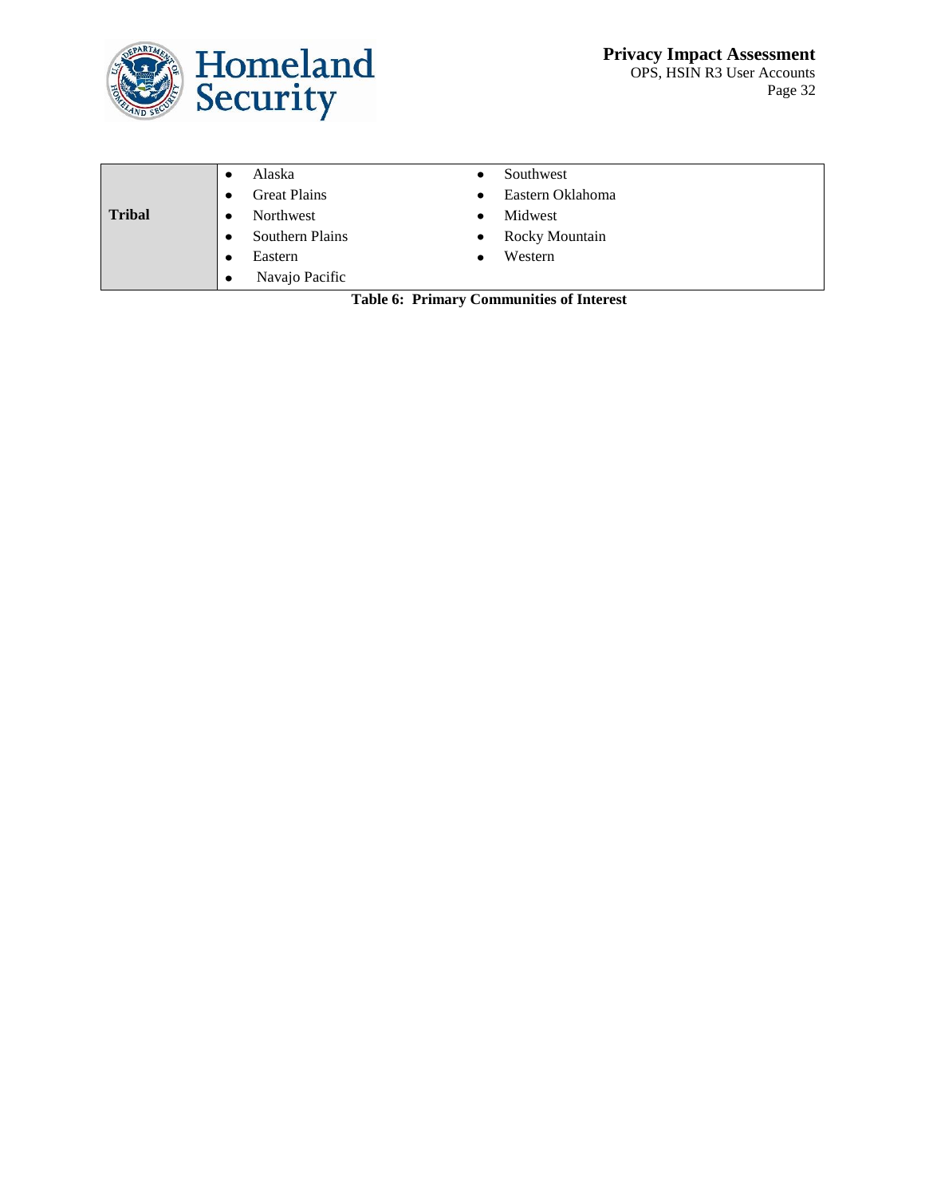| | | |
|---|---|---|
| **Tribal** | • Alaska<br>• Great Plains<br>• Northwest<br>• Southern Plains<br>• Eastern<br>• Navajo Pacific | • Southwest<br>• Eastern Oklahoma<br>• Midwest<br>• Rocky Mountain<br>• Western |

**Table 6: Primary Communities of Interest**